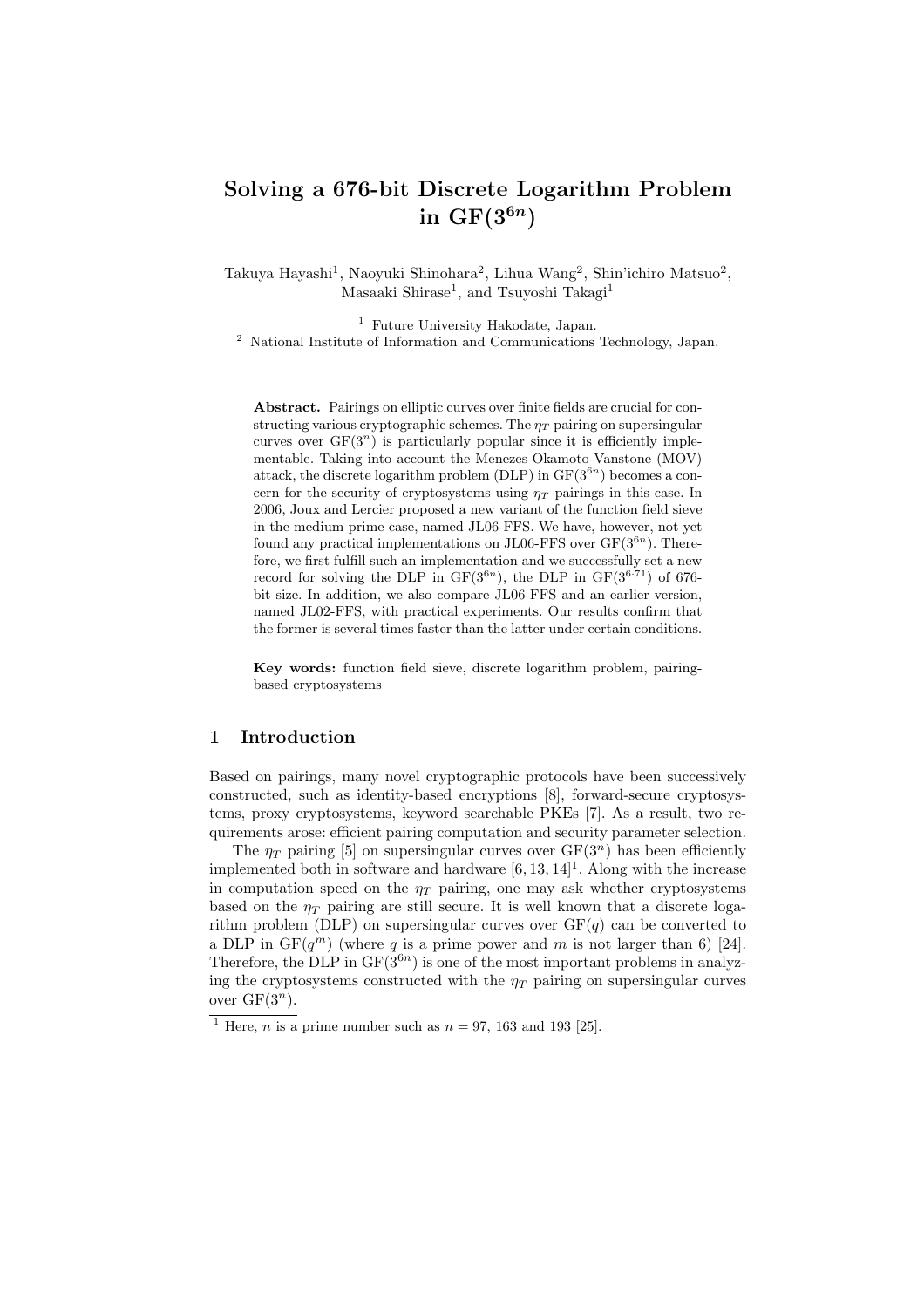# Solving a 676-bit Discrete Logarithm Problem in GF($3^{6n}$)

Takuya Hayashi[1], Naoyuki Shinohara[2], Lihua Wang[2], Shin'ichiro Matsuo[2], Masaaki Shirase[1], and Tsuyoshi Takagi[1]

[1] Future University Hakodate, Japan.
[2] National Institute of Information and Communications Technology, Japan.

**Abstract.** Pairings on elliptic curves over finite fields are crucial for constructing various cryptographic schemes. The $\eta_T$ pairing on supersingular curves over GF($3^n$) is particularly popular since it is efficiently implementable. Taking into account the Menezes-Okamoto-Vanstone (MOV) attack, the discrete logarithm problem (DLP) in GF($3^{6n}$) becomes a concern for the security of cryptosystems using $\eta_T$ pairings in this case. In 2006, Joux and Lercier proposed a new variant of the function field sieve in the medium prime case, named JL06-FFS. We have, however, not yet found any practical implementations on JL06-FFS over GF($3^{6n}$). Therefore, we first fulfill such an implementation and we successfully set a new record for solving the DLP in GF($3^{6n}$), the DLP in GF($3^{6\cdot 71}$) of 676-bit size. In addition, we also compare JL06-FFS and an earlier version, named JL02-FFS, with practical experiments. Our results confirm that the former is several times faster than the latter under certain conditions.

**Key words:** function field sieve, discrete logarithm problem, pairing-based cryptosystems

## 1 Introduction

Based on pairings, many novel cryptographic protocols have been successively constructed, such as identity-based encryptions [8], forward-secure cryptosystems, proxy cryptosystems, keyword searchable PKEs [7]. As a result, two requirements arose: efficient pairing computation and security parameter selection.

The $\eta_T$ pairing [5] on supersingular curves over GF($3^n$) has been efficiently implemented both in software and hardware [6, 13, 14][1]. Along with the increase in computation speed on the $\eta_T$ pairing, one may ask whether cryptosystems based on the $\eta_T$ pairing are still secure. It is well known that a discrete logarithm problem (DLP) on supersingular curves over GF($q$) can be converted to a DLP in GF($q^m$) (where $q$ is a prime power and $m$ is not larger than 6) [24]. Therefore, the DLP in GF($3^{6n}$) is one of the most important problems in analyzing the cryptosystems constructed with the $\eta_T$ pairing on supersingular curves over GF($3^n$).

[1] Here, $n$ is a prime number such as $n$ = 97, 163 and 193 [25].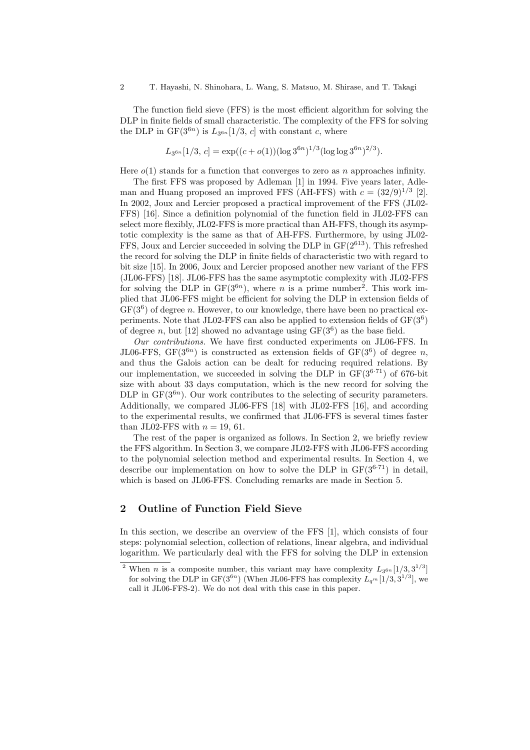The function field sieve (FFS) is the most efficient algorithm for solving the DLP in finite fields of small characteristic. The complexity of the FFS for solving the DLP in $\mathrm{GF}(3^{6n})$ is $L_{3^{6n}}[1/3,\, c]$ with constant $c$, where

$$L_{3^{6n}}[1/3,\, c] = \exp((c + o(1))(\log 3^{6n})^{1/3}(\log\log 3^{6n})^{2/3}).$$

Here $o(1)$ stands for a function that converges to zero as $n$ approaches infinity.

The first FFS was proposed by Adleman [1] in 1994. Five years later, Adleman and Huang proposed an improved FFS (AH-FFS) with $c = (32/9)^{1/3}$ [2]. In 2002, Joux and Lercier proposed a practical improvement of the FFS (JL02-FFS) [16]. Since a definition polynomial of the function field in JL02-FFS can select more flexibly, JL02-FFS is more practical than AH-FFS, though its asymptotic complexity is the same as that of AH-FFS. Furthermore, by using JL02-FFS, Joux and Lercier succeeded in solving the DLP in $\mathrm{GF}(2^{613})$. This refreshed the record for solving the DLP in finite fields of characteristic two with regard to bit size [15]. In 2006, Joux and Lercier proposed another new variant of the FFS (JL06-FFS) [18]. JL06-FFS has the same asymptotic complexity with JL02-FFS for solving the DLP in $\mathrm{GF}(3^{6n})$, where $n$ is a prime number[2]. This work implied that JL06-FFS might be efficient for solving the DLP in extension fields of $\mathrm{GF}(3^6)$ of degree $n$. However, to our knowledge, there have been no practical experiments. Note that JL02-FFS can also be applied to extension fields of $\mathrm{GF}(3^6)$ of degree $n$, but [12] showed no advantage using $\mathrm{GF}(3^6)$ as the base field.

*Our contributions.* We have first conducted experiments on JL06-FFS. In JL06-FFS, $\mathrm{GF}(3^{6n})$ is constructed as extension fields of $\mathrm{GF}(3^6)$ of degree $n$, and thus the Galois action can be dealt for reducing required relations. By our implementation, we succeeded in solving the DLP in $\mathrm{GF}(3^{6\cdot 71})$ of 676-bit size with about 33 days computation, which is the new record for solving the DLP in $\mathrm{GF}(3^{6n})$. Our work contributes to the selecting of security parameters. Additionally, we compared JL06-FFS [18] with JL02-FFS [16], and according to the experimental results, we confirmed that JL06-FFS is several times faster than JL02-FFS with $n = 19,\, 61$.

The rest of the paper is organized as follows. In Section 2, we briefly review the FFS algorithm. In Section 3, we compare JL02-FFS with JL06-FFS according to the polynomial selection method and experimental results. In Section 4, we describe our implementation on how to solve the DLP in $\mathrm{GF}(3^{6\cdot 71})$ in detail, which is based on JL06-FFS. Concluding remarks are made in Section 5.

## 2 Outline of Function Field Sieve

In this section, we describe an overview of the FFS [1], which consists of four steps: polynomial selection, collection of relations, linear algebra, and individual logarithm. We particularly deal with the FFS for solving the DLP in extension

---

[2] When $n$ is a composite number, this variant may have complexity $L_{3^{6n}}[1/3, 3^{1/3}]$ for solving the DLP in $\mathrm{GF}(3^{6n})$ (When JL06-FFS has complexity $L_{q^m}[1/3, 3^{1/3}]$, we call it JL06-FFS-2). We do not deal with this case in this paper.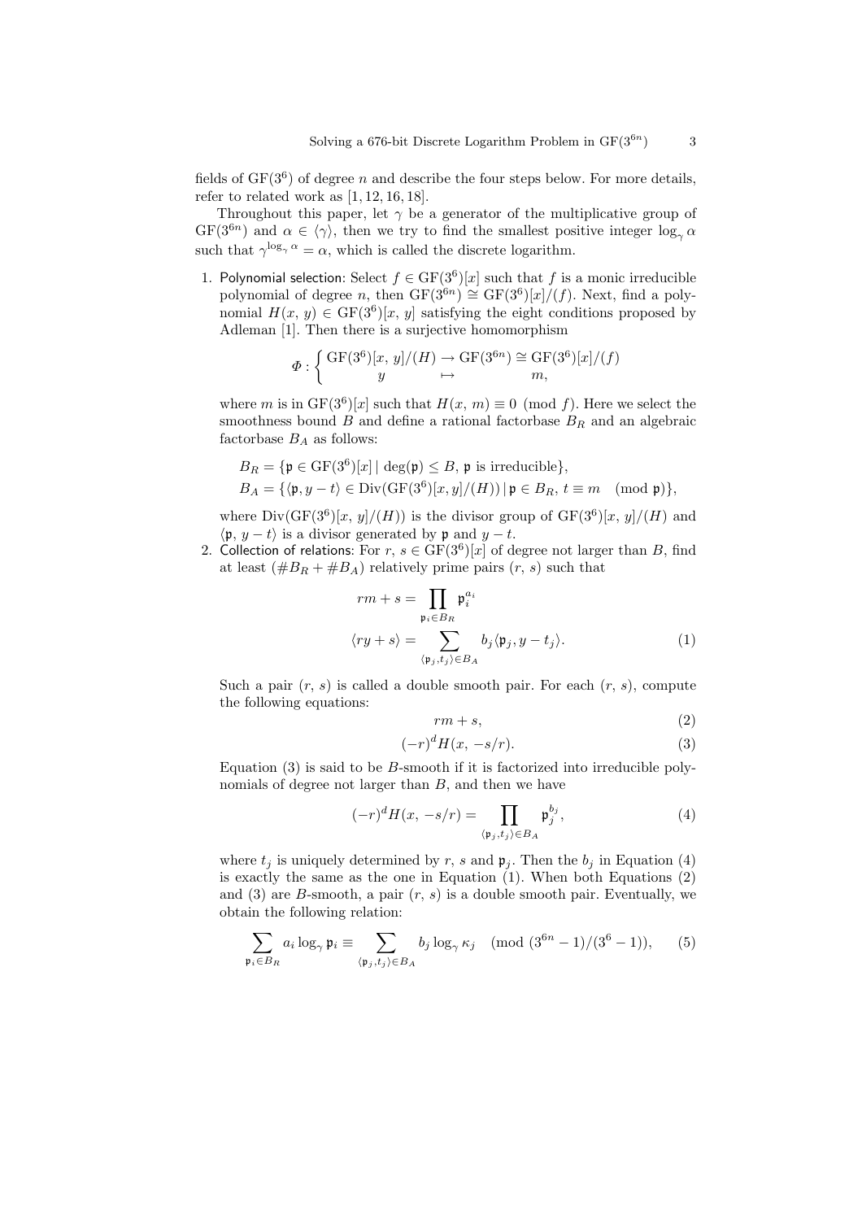fields of $\mathrm{GF}(3^6)$ of degree $n$ and describe the four steps below. For more details, refer to related work as [1, 12, 16, 18].

Throughout this paper, let $\gamma$ be a generator of the multiplicative group of $\mathrm{GF}(3^{6n})$ and $\alpha \in \langle\gamma\rangle$, then we try to find the smallest positive integer $\log_\gamma \alpha$ such that $\gamma^{\log_\gamma \alpha} = \alpha$, which is called the discrete logarithm.

1. Polynomial selection: Select $f \in \mathrm{GF}(3^6)[x]$ such that $f$ is a monic irreducible polynomial of degree $n$, then $\mathrm{GF}(3^{6n}) \cong \mathrm{GF}(3^6)[x]/(f)$. Next, find a polynomial $H(x, y) \in \mathrm{GF}(3^6)[x, y]$ satisfying the eight conditions proposed by Adleman [1]. Then there is a surjective homomorphism

$$\Phi : \begin{cases} \mathrm{GF}(3^6)[x, y]/(H) \rightarrow \mathrm{GF}(3^{6n}) \cong \mathrm{GF}(3^6)[x]/(f) \\ \qquad\qquad y \qquad\qquad \mapsto \qquad\qquad m, \end{cases}$$

where $m$ is in $\mathrm{GF}(3^6)[x]$ such that $H(x, m) \equiv 0 \pmod f$. Here we select the smoothness bound $B$ and define a rational factorbase $B_R$ and an algebraic factorbase $B_A$ as follows:

$$B_R = \{\mathfrak{p} \in \mathrm{GF}(3^6)[x] \mid \deg(\mathfrak{p}) \leq B,\ \mathfrak{p} \text{ is irreducible}\},$$
$$B_A = \{\langle \mathfrak{p}, y - t\rangle \in \mathrm{Div}(\mathrm{GF}(3^6)[x, y]/(H)) \mid \mathfrak{p} \in B_R,\ t \equiv m \pmod{\mathfrak{p}}\},$$

where $\mathrm{Div}(\mathrm{GF}(3^6)[x, y]/(H))$ is the divisor group of $\mathrm{GF}(3^6)[x, y]/(H)$ and $\langle \mathfrak{p}, y - t\rangle$ is a divisor generated by $\mathfrak{p}$ and $y - t$.

2. Collection of relations: For $r, s \in \mathrm{GF}(3^6)[x]$ of degree not larger than $B$, find at least $(\#B_R + \#B_A)$ relatively prime pairs $(r, s)$ such that

$$rm + s = \prod_{\mathfrak{p}_i \in B_R} \mathfrak{p}_i^{a_i}$$
$$\langle ry + s\rangle = \sum_{\langle \mathfrak{p}_j, t_j\rangle \in B_A} b_j \langle \mathfrak{p}_j, y - t_j\rangle. \tag{1}$$

Such a pair $(r, s)$ is called a double smooth pair. For each $(r, s)$, compute the following equations:

$$rm + s, \tag{2}$$
$$(-r)^d H(x, -s/r). \tag{3}$$

Equation (3) is said to be $B$-smooth if it is factorized into irreducible polynomials of degree not larger than $B$, and then we have

$$(-r)^d H(x, -s/r) = \prod_{\langle \mathfrak{p}_j, t_j\rangle \in B_A} \mathfrak{p}_j^{b_j}, \tag{4}$$

where $t_j$ is uniquely determined by $r$, $s$ and $\mathfrak{p}_j$. Then the $b_j$ in Equation (4) is exactly the same as the one in Equation (1). When both Equations (2) and (3) are $B$-smooth, a pair $(r, s)$ is a double smooth pair. Eventually, we obtain the following relation:

$$\sum_{\mathfrak{p}_i \in B_R} a_i \log_\gamma \mathfrak{p}_i \equiv \sum_{\langle \mathfrak{p}_j, t_j\rangle \in B_A} b_j \log_\gamma \kappa_j \pmod{(3^{6n} - 1)/(3^6 - 1)}, \tag{5}$$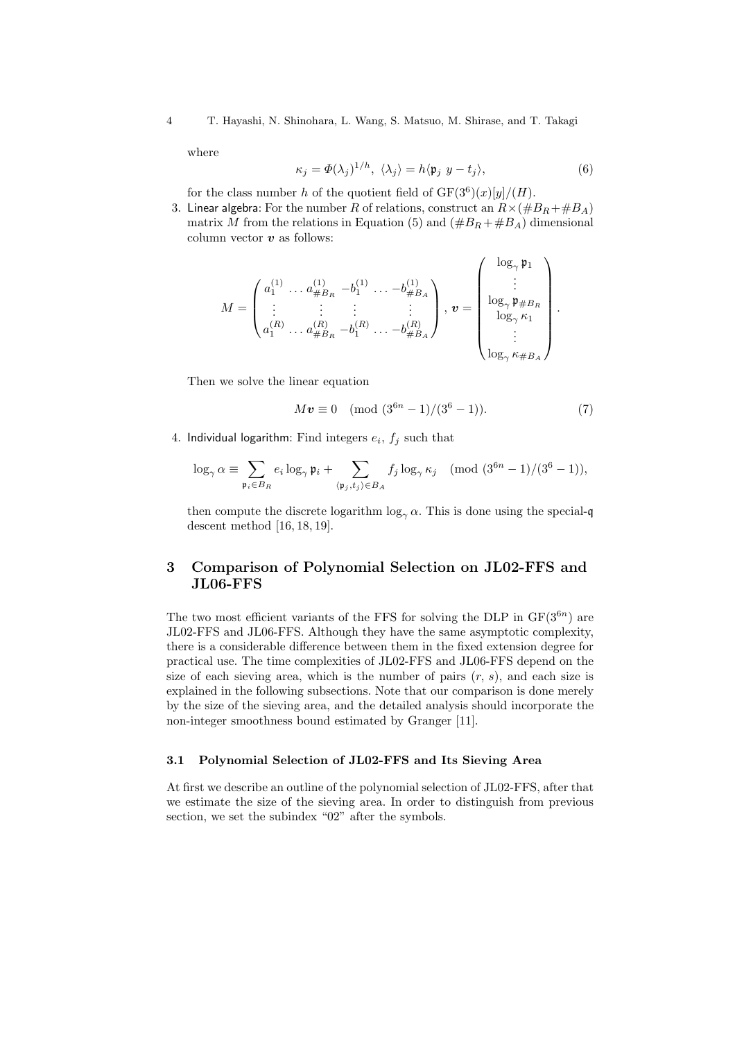where

$$\kappa_j = \Phi(\lambda_j)^{1/h},\ \langle \lambda_j \rangle = h\langle \mathfrak{p}_j\ y - t_j \rangle, \tag{6}$$

for the class number $h$ of the quotient field of $\mathrm{GF}(3^6)(x)[y]/(H)$.

3. Linear algebra: For the number $R$ of relations, construct an $R \times (\#B_R + \#B_A)$ matrix $M$ from the relations in Equation (5) and $(\#B_R + \#B_A)$ dimensional column vector $\boldsymbol{v}$ as follows:

$$M = \begin{pmatrix} a_1^{(1)} & \dots & a_{\#B_R}^{(1)} & -b_1^{(1)} & \dots & -b_{\#B_A}^{(1)} \\ \vdots & & \vdots & \vdots & & \vdots \\ a_1^{(R)} & \dots & a_{\#B_R}^{(R)} & -b_1^{(R)} & \dots & -b_{\#B_A}^{(R)} \end{pmatrix},\ \boldsymbol{v} = \begin{pmatrix} \log_\gamma \mathfrak{p}_1 \\ \vdots \\ \log_\gamma \mathfrak{p}_{\#B_R} \\ \log_\gamma \kappa_1 \\ \vdots \\ \log_\gamma \kappa_{\#B_A} \end{pmatrix}.$$

Then we solve the linear equation

$$M\boldsymbol{v} \equiv 0 \pmod{(3^{6n}-1)/(3^6-1)}. \tag{7}$$

4. Individual logarithm: Find integers $e_i$, $f_j$ such that

$$\log_\gamma \alpha \equiv \sum_{\mathfrak{p}_i \in B_R} e_i \log_\gamma \mathfrak{p}_i + \sum_{\langle \mathfrak{p}_j, t_j \rangle \in B_A} f_j \log_\gamma \kappa_j \pmod{(3^{6n}-1)/(3^6-1)},$$

then compute the discrete logarithm $\log_\gamma \alpha$. This is done using the special-$\mathfrak{q}$ descent method [16, 18, 19].

## 3 Comparison of Polynomial Selection on JL02-FFS and JL06-FFS

The two most efficient variants of the FFS for solving the DLP in $\mathrm{GF}(3^{6n})$ are JL02-FFS and JL06-FFS. Although they have the same asymptotic complexity, there is a considerable difference between them in the fixed extension degree for practical use. The time complexities of JL02-FFS and JL06-FFS depend on the size of each sieving area, which is the number of pairs $(r, s)$, and each size is explained in the following subsections. Note that our comparison is done merely by the size of the sieving area, and the detailed analysis should incorporate the non-integer smoothness bound estimated by Granger [11].

### 3.1 Polynomial Selection of JL02-FFS and Its Sieving Area

At first we describe an outline of the polynomial selection of JL02-FFS, after that we estimate the size of the sieving area. In order to distinguish from previous section, we set the subindex "02" after the symbols.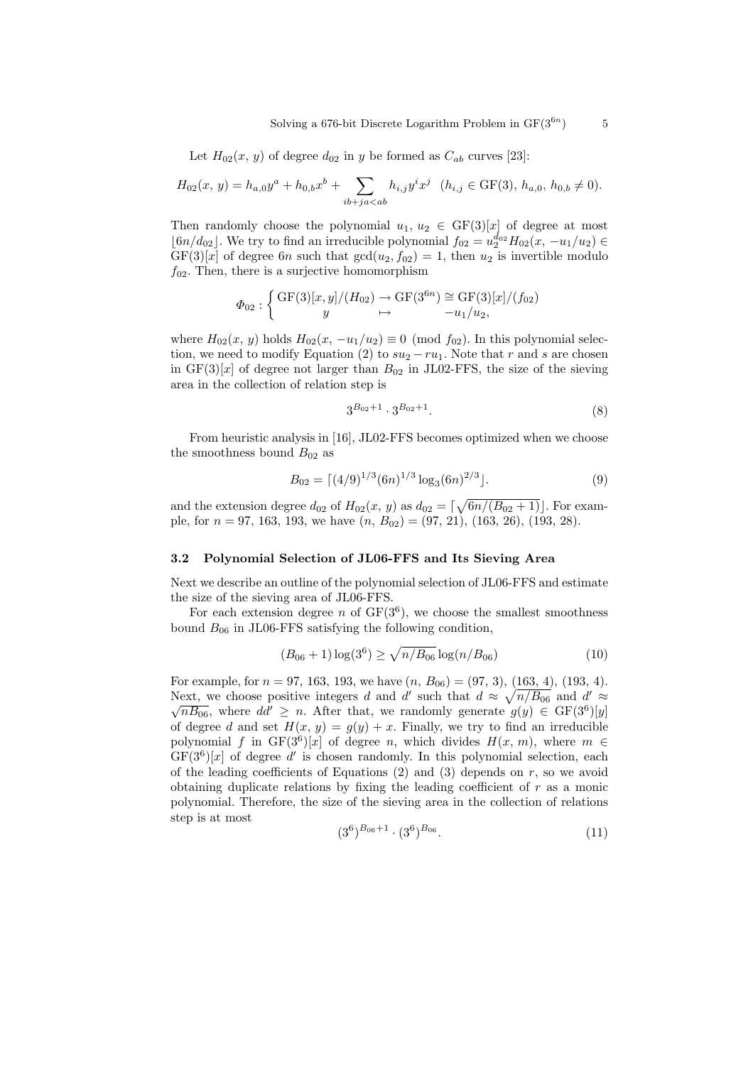Let $H_{02}(x, y)$ of degree $d_{02}$ in $y$ be formed as $C_{ab}$ curves [23]:

$$H_{02}(x, y) = h_{a,0}y^a + h_{0,b}x^b + \sum_{ib+ja<ab} h_{i,j}y^i x^j \quad (h_{i,j} \in \mathrm{GF}(3),\ h_{a,0},\ h_{0,b} \neq 0).$$

Then randomly choose the polynomial $u_1, u_2 \in \mathrm{GF}(3)[x]$ of degree at most $\lfloor 6n/d_{02} \rfloor$. We try to find an irreducible polynomial $f_{02} = u_2^{d_{02}} H_{02}(x, -u_1/u_2) \in \mathrm{GF}(3)[x]$ of degree $6n$ such that $\gcd(u_2, f_{02}) = 1$, then $u_2$ is invertible modulo $f_{02}$. Then, there is a surjective homomorphism

$$\Phi_{02} : \begin{cases} \mathrm{GF}(3)[x, y]/(H_{02}) \rightarrow \mathrm{GF}(3^{6n}) \cong \mathrm{GF}(3)[x]/(f_{02}) \\ \qquad\qquad y \qquad\quad \mapsto \qquad\qquad -u_1/u_2, \end{cases}$$

where $H_{02}(x, y)$ holds $H_{02}(x, -u_1/u_2) \equiv 0 \pmod{f_{02}}$. In this polynomial selection, we need to modify Equation (2) to $su_2 - ru_1$. Note that $r$ and $s$ are chosen in $\mathrm{GF}(3)[x]$ of degree not larger than $B_{02}$ in JL02-FFS, the size of the sieving area in the collection of relation step is

$$3^{B_{02}+1} \cdot 3^{B_{02}+1}. \tag{8}$$

From heuristic analysis in [16], JL02-FFS becomes optimized when we choose the smoothness bound $B_{02}$ as

$$B_{02} = \lceil (4/9)^{1/3}(6n)^{1/3} \log_3(6n)^{2/3} \rfloor. \tag{9}$$

and the extension degree $d_{02}$ of $H_{02}(x, y)$ as $d_{02} = \lceil \sqrt{6n/(B_{02}+1)} \rfloor$. For example, for $n = 97, 163, 193$, we have $(n, B_{02}) = (97, 21), (163, 26), (193, 28)$.

### 3.2 Polynomial Selection of JL06-FFS and Its Sieving Area

Next we describe an outline of the polynomial selection of JL06-FFS and estimate the size of the sieving area of JL06-FFS.

For each extension degree $n$ of $\mathrm{GF}(3^6)$, we choose the smallest smoothness bound $B_{06}$ in JL06-FFS satisfying the following condition,

$$(B_{06}+1)\log(3^6) \geq \sqrt{n/B_{06}} \log(n/B_{06}) \tag{10}$$

For example, for $n = 97, 163, 193$, we have $(n, B_{06}) = (97, 3), (163, 4), (193, 4)$. Next, we choose positive integers $d$ and $d'$ such that $d \approx \sqrt{n/B_{06}}$ and $d' \approx \sqrt{nB_{06}}$, where $dd' \geq n$. After that, we randomly generate $g(y) \in \mathrm{GF}(3^6)[y]$ of degree $d$ and set $H(x, y) = g(y) + x$. Finally, we try to find an irreducible polynomial $f$ in $\mathrm{GF}(3^6)[x]$ of degree $n$, which divides $H(x, m)$, where $m \in \mathrm{GF}(3^6)[x]$ of degree $d'$ is chosen randomly. In this polynomial selection, each of the leading coefficients of Equations (2) and (3) depends on $r$, so we avoid obtaining duplicate relations by fixing the leading coefficient of $r$ as a monic polynomial. Therefore, the size of the sieving area in the collection of relations step is at most

$$(3^6)^{B_{06}+1} \cdot (3^6)^{B_{06}}. \tag{11}$$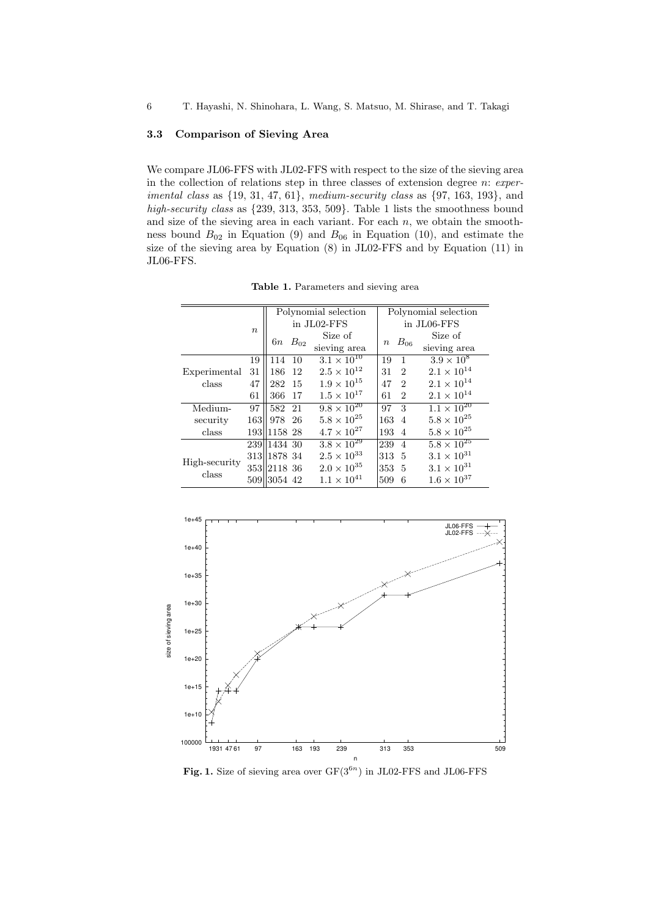### 3.3 Comparison of Sieving Area

We compare JL06-FFS with JL02-FFS with respect to the size of the sieving area in the collection of relations step in three classes of extension degree $n$: *experimental class* as {19, 31, 47, 61}, *medium-security class* as {97, 163, 193}, and *high-security class* as {239, 313, 353, 509}. Table 1 lists the smoothness bound and size of the sieving area in each variant. For each $n$, we obtain the smoothness bound $B_{02}$ in Equation (9) and $B_{06}$ in Equation (10), and estimate the size of the sieving area by Equation (8) in JL02-FFS and by Equation (11) in JL06-FFS.

**Table 1.** Parameters and sieving area

| | $n$ | Polynomial selection in JL02-FFS | | | Polynomial selection in JL06-FFS | | |
|---|---|---|---|---|---|---|---|
| | | $6n$ | $B_{02}$ | Size of sieving area | $n$ | $B_{06}$ | Size of sieving area |
| Experimental class | 19 | 114 | 10 | $3.1 \times 10^{10}$ | 19 | 1 | $3.9 \times 10^{8}$ |
| | 31 | 186 | 12 | $2.5 \times 10^{12}$ | 31 | 2 | $2.1 \times 10^{14}$ |
| | 47 | 282 | 15 | $1.9 \times 10^{15}$ | 47 | 2 | $2.1 \times 10^{14}$ |
| | 61 | 366 | 17 | $1.5 \times 10^{17}$ | 61 | 2 | $2.1 \times 10^{14}$ |
| Medium-security class | 97 | 582 | 21 | $9.8 \times 10^{20}$ | 97 | 3 | $1.1 \times 10^{20}$ |
| | 163 | 978 | 26 | $5.8 \times 10^{25}$ | 163 | 4 | $5.8 \times 10^{25}$ |
| | 193 | 1158 | 28 | $4.7 \times 10^{27}$ | 193 | 4 | $5.8 \times 10^{25}$ |
| High-security class | 239 | 1434 | 30 | $3.8 \times 10^{29}$ | 239 | 4 | $5.8 \times 10^{25}$ |
| | 313 | 1878 | 34 | $2.5 \times 10^{33}$ | 313 | 5 | $3.1 \times 10^{31}$ |
| | 353 | 2118 | 36 | $2.0 \times 10^{35}$ | 353 | 5 | $3.1 \times 10^{31}$ |
| | 509 | 3054 | 42 | $1.1 \times 10^{41}$ | 509 | 6 | $1.6 \times 10^{37}$ |

**Fig. 1.** Size of sieving area over $\mathrm{GF}(3^{6n})$ in JL02-FFS and JL06-FFS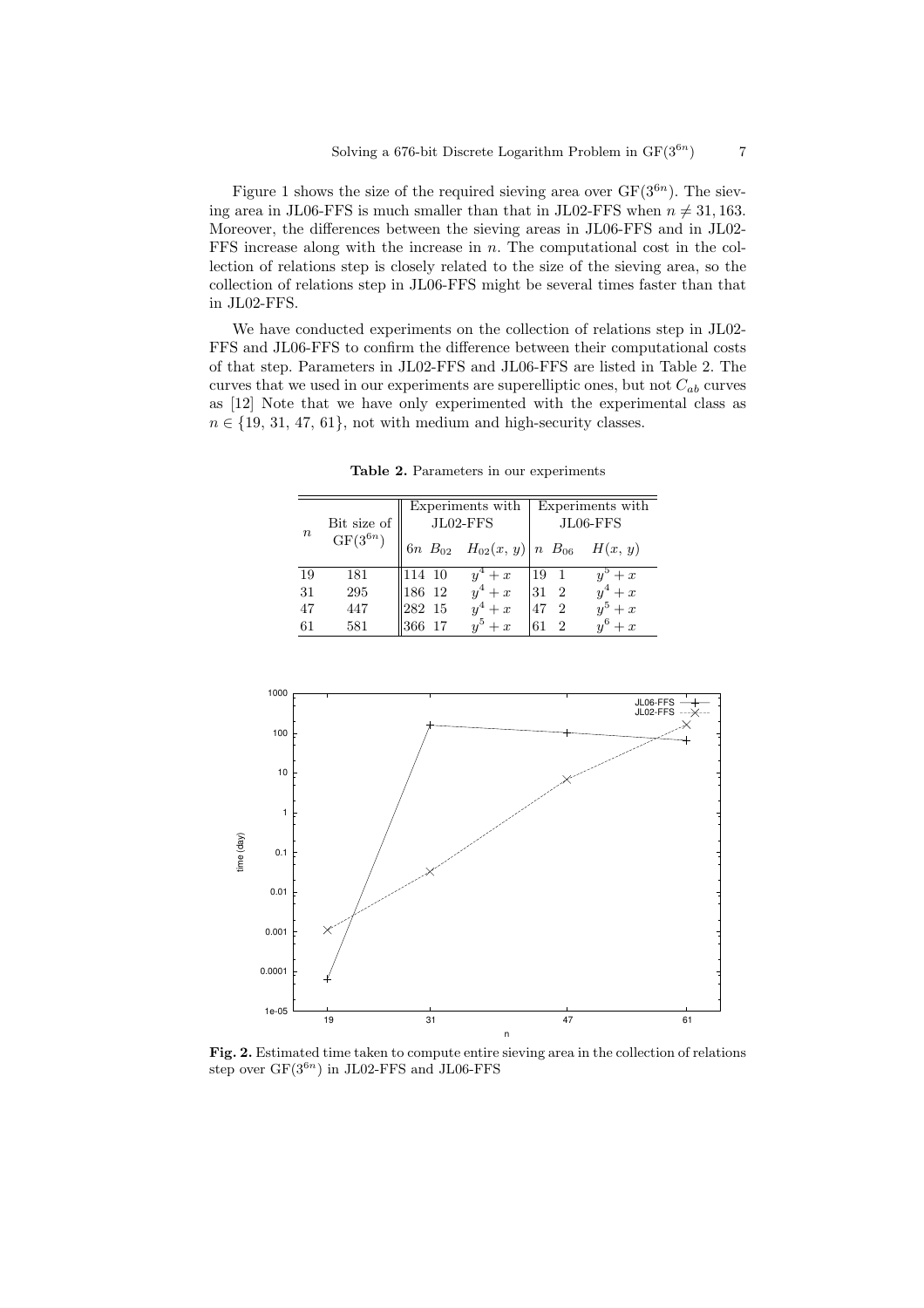Figure 1 shows the size of the required sieving area over $\mathrm{GF}(3^{6n})$. The sieving area in JL06-FFS is much smaller than that in JL02-FFS when $n \neq 31, 163$. Moreover, the differences between the sieving areas in JL06-FFS and in JL02-FFS increase along with the increase in $n$. The computational cost in the collection of relations step is closely related to the size of the sieving area, so the collection of relations step in JL06-FFS might be several times faster than that in JL02-FFS.

We have conducted experiments on the collection of relations step in JL02-FFS and JL06-FFS to confirm the difference between their computational costs of that step. Parameters in JL02-FFS and JL06-FFS are listed in Table 2. The curves that we used in our experiments are superelliptic ones, but not $C_{ab}$ curves as [12] Note that we have only experimented with the experimental class as $n \in \{19, 31, 47, 61\}$, not with medium and high-security classes.

**Table 2.** Parameters in our experiments

| $n$ | Bit size of $\mathrm{GF}(3^{6n})$ | Experiments with JL02-FFS | | | Experiments with JL06-FFS | | |
|---|---|---|---|---|---|---|---|
| | | $6n$ | $B_{02}$ | $H_{02}(x, y)$ | $n$ | $B_{06}$ | $H(x, y)$ |
| 19 | 181 | 114 | 10 | $y^4 + x$ | 19 | 1 | $y^5 + x$ |
| 31 | 295 | 186 | 12 | $y^4 + x$ | 31 | 2 | $y^4 + x$ |
| 47 | 447 | 282 | 15 | $y^4 + x$ | 47 | 2 | $y^5 + x$ |
| 61 | 581 | 366 | 17 | $y^5 + x$ | 61 | 2 | $y^6 + x$ |

**Fig. 2.** Estimated time taken to compute entire sieving area in the collection of relations step over $\mathrm{GF}(3^{6n})$ in JL02-FFS and JL06-FFS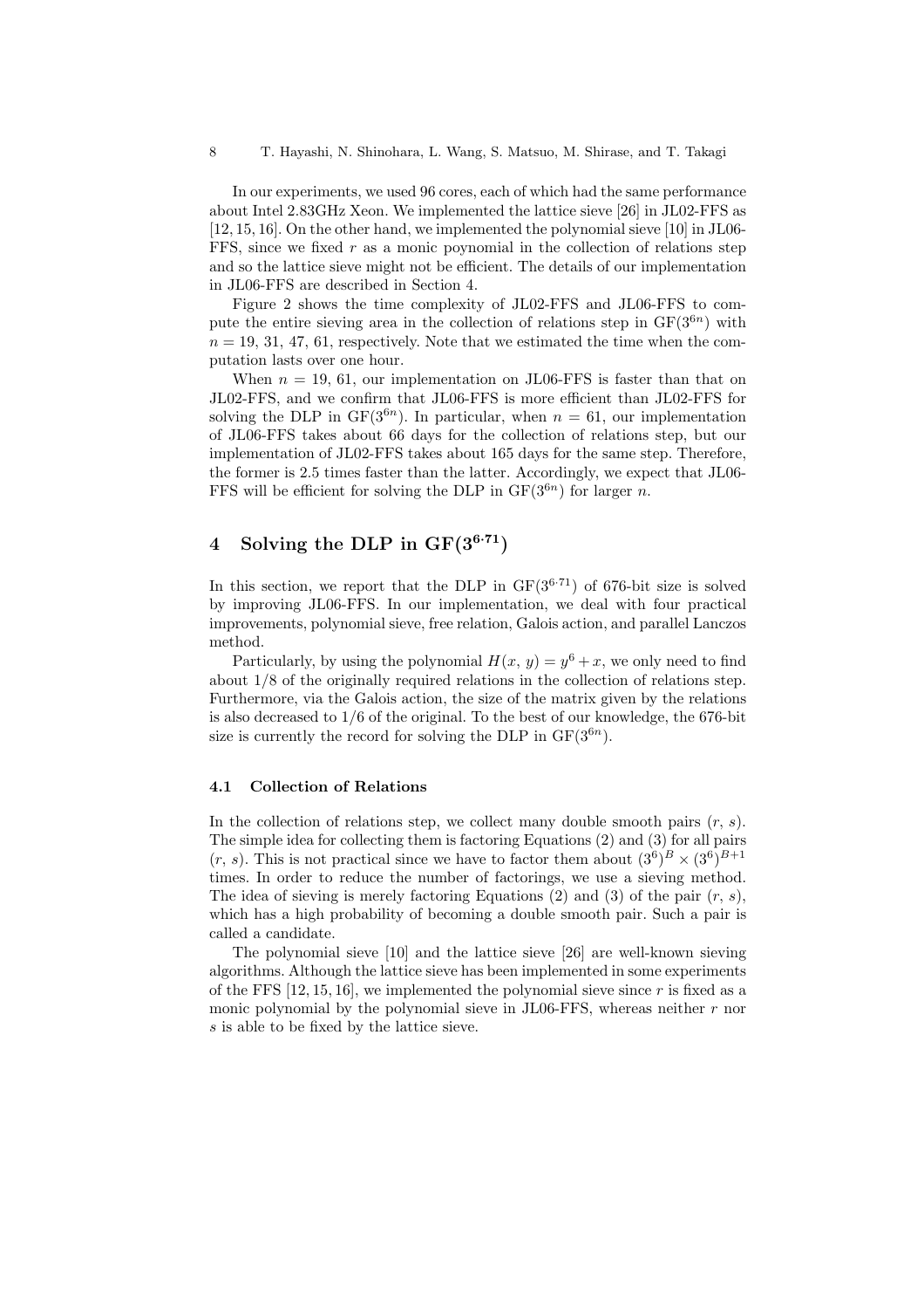In our experiments, we used 96 cores, each of which had the same performance about Intel 2.83GHz Xeon. We implemented the lattice sieve [26] in JL02-FFS as [12, 15, 16]. On the other hand, we implemented the polynomial sieve [10] in JL06-FFS, since we fixed $r$ as a monic poynomial in the collection of relations step and so the lattice sieve might not be efficient. The details of our implementation in JL06-FFS are described in Section 4.

Figure 2 shows the time complexity of JL02-FFS and JL06-FFS to compute the entire sieving area in the collection of relations step in $\mathrm{GF}(3^{6n})$ with $n = 19, 31, 47, 61$, respectively. Note that we estimated the time when the computation lasts over one hour.

When $n = 19, 61$, our implementation on JL06-FFS is faster than that on JL02-FFS, and we confirm that JL06-FFS is more efficient than JL02-FFS for solving the DLP in $\mathrm{GF}(3^{6n})$. In particular, when $n = 61$, our implementation of JL06-FFS takes about 66 days for the collection of relations step, but our implementation of JL02-FFS takes about 165 days for the same step. Therefore, the former is 2.5 times faster than the latter. Accordingly, we expect that JL06-FFS will be efficient for solving the DLP in $\mathrm{GF}(3^{6n})$ for larger $n$.

## 4 Solving the DLP in $\mathrm{GF}(3^{6 \cdot 71})$

In this section, we report that the DLP in $\mathrm{GF}(3^{6 \cdot 71})$ of 676-bit size is solved by improving JL06-FFS. In our implementation, we deal with four practical improvements, polynomial sieve, free relation, Galois action, and parallel Lanczos method.

Particularly, by using the polynomial $H(x, y) = y^6 + x$, we only need to find about 1/8 of the originally required relations in the collection of relations step. Furthermore, via the Galois action, the size of the matrix given by the relations is also decreased to 1/6 of the original. To the best of our knowledge, the 676-bit size is currently the record for solving the DLP in $\mathrm{GF}(3^{6n})$.

### 4.1 Collection of Relations

In the collection of relations step, we collect many double smooth pairs $(r, s)$. The simple idea for collecting them is factoring Equations (2) and (3) for all pairs $(r, s)$. This is not practical since we have to factor them about $(3^6)^B \times (3^6)^{B+1}$ times. In order to reduce the number of factorings, we use a sieving method. The idea of sieving is merely factoring Equations (2) and (3) of the pair $(r, s)$, which has a high probability of becoming a double smooth pair. Such a pair is called a candidate.

The polynomial sieve [10] and the lattice sieve [26] are well-known sieving algorithms. Although the lattice sieve has been implemented in some experiments of the FFS [12, 15, 16], we implemented the polynomial sieve since $r$ is fixed as a monic polynomial by the polynomial sieve in JL06-FFS, whereas neither $r$ nor $s$ is able to be fixed by the lattice sieve.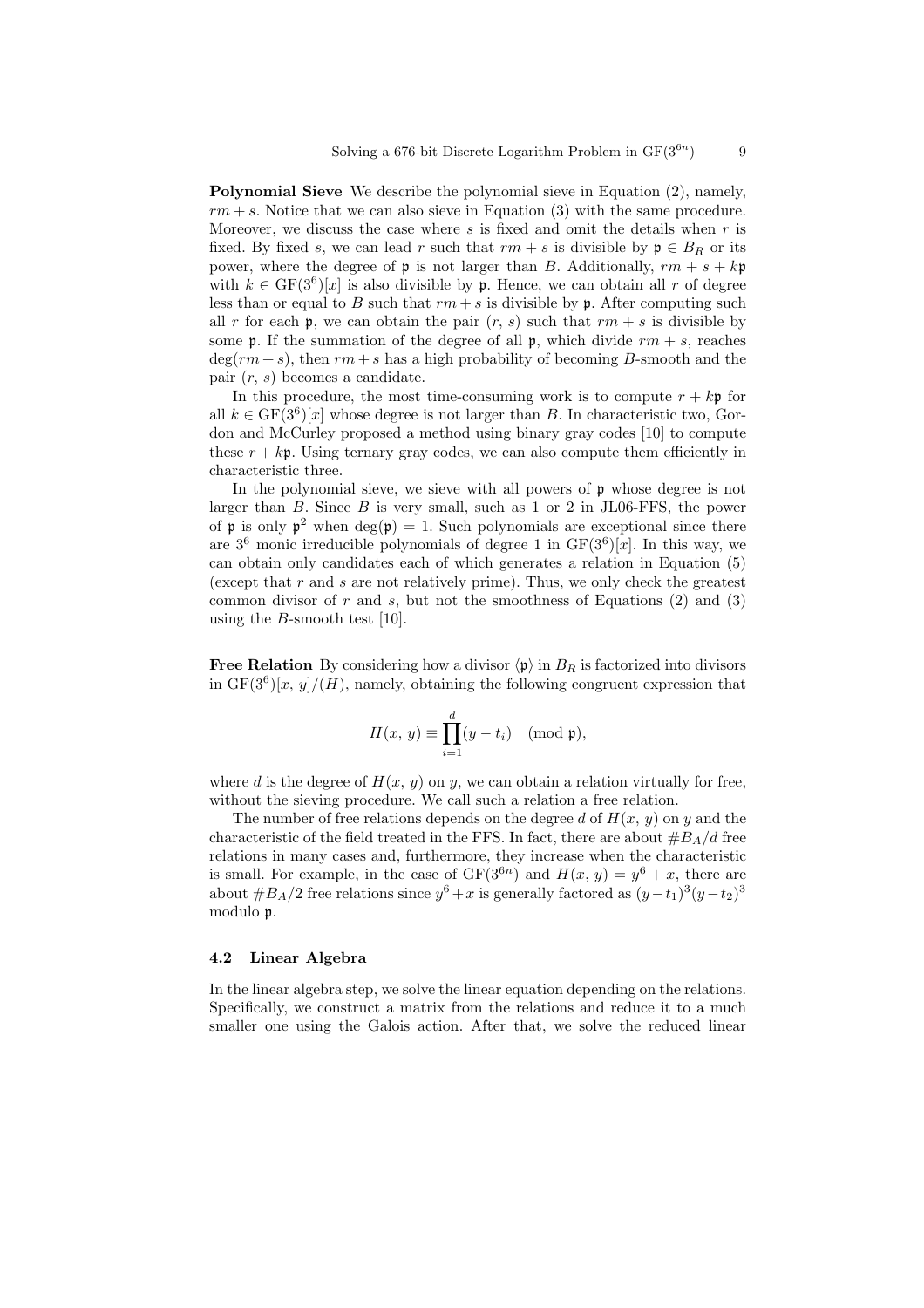**Polynomial Sieve** We describe the polynomial sieve in Equation (2), namely, $rm + s$. Notice that we can also sieve in Equation (3) with the same procedure. Moreover, we discuss the case where $s$ is fixed and omit the details when $r$ is fixed. By fixed $s$, we can lead $r$ such that $rm + s$ is divisible by $\mathfrak{p} \in B_R$ or its power, where the degree of $\mathfrak{p}$ is not larger than $B$. Additionally, $rm + s + k\mathfrak{p}$ with $k \in \mathrm{GF}(3^6)[x]$ is also divisible by $\mathfrak{p}$. Hence, we can obtain all $r$ of degree less than or equal to $B$ such that $rm + s$ is divisible by $\mathfrak{p}$. After computing such all $r$ for each $\mathfrak{p}$, we can obtain the pair $(r, s)$ such that $rm + s$ is divisible by some $\mathfrak{p}$. If the summation of the degree of all $\mathfrak{p}$, which divide $rm + s$, reaches $\deg(rm + s)$, then $rm + s$ has a high probability of becoming $B$-smooth and the pair $(r, s)$ becomes a candidate.

In this procedure, the most time-consuming work is to compute $r + k\mathfrak{p}$ for all $k \in \mathrm{GF}(3^6)[x]$ whose degree is not larger than $B$. In characteristic two, Gordon and McCurley proposed a method using binary gray codes [10] to compute these $r + k\mathfrak{p}$. Using ternary gray codes, we can also compute them efficiently in characteristic three.

In the polynomial sieve, we sieve with all powers of $\mathfrak{p}$ whose degree is not larger than $B$. Since $B$ is very small, such as 1 or 2 in JL06-FFS, the power of $\mathfrak{p}$ is only $\mathfrak{p}^2$ when $\deg(\mathfrak{p}) = 1$. Such polynomials are exceptional since there are $3^6$ monic irreducible polynomials of degree 1 in $\mathrm{GF}(3^6)[x]$. In this way, we can obtain only candidates each of which generates a relation in Equation (5) (except that $r$ and $s$ are not relatively prime). Thus, we only check the greatest common divisor of $r$ and $s$, but not the smoothness of Equations (2) and (3) using the $B$-smooth test [10].

**Free Relation** By considering how a divisor $\langle \mathfrak{p} \rangle$ in $B_R$ is factorized into divisors in $\mathrm{GF}(3^6)[x, y]/(H)$, namely, obtaining the following congruent expression that

$$H(x, y) \equiv \prod_{i=1}^{d} (y - t_i) \pmod{\mathfrak{p}},$$

where $d$ is the degree of $H(x, y)$ on $y$, we can obtain a relation virtually for free, without the sieving procedure. We call such a relation a free relation.

The number of free relations depends on the degree $d$ of $H(x, y)$ on $y$ and the characteristic of the field treated in the FFS. In fact, there are about $\#B_A/d$ free relations in many cases and, furthermore, they increase when the characteristic is small. For example, in the case of $\mathrm{GF}(3^{6n})$ and $H(x, y) = y^6 + x$, there are about $\#B_A/2$ free relations since $y^6 + x$ is generally factored as $(y - t_1)^3(y - t_2)^3$ modulo $\mathfrak{p}$.

### 4.2 Linear Algebra

In the linear algebra step, we solve the linear equation depending on the relations. Specifically, we construct a matrix from the relations and reduce it to a much smaller one using the Galois action. After that, we solve the reduced linear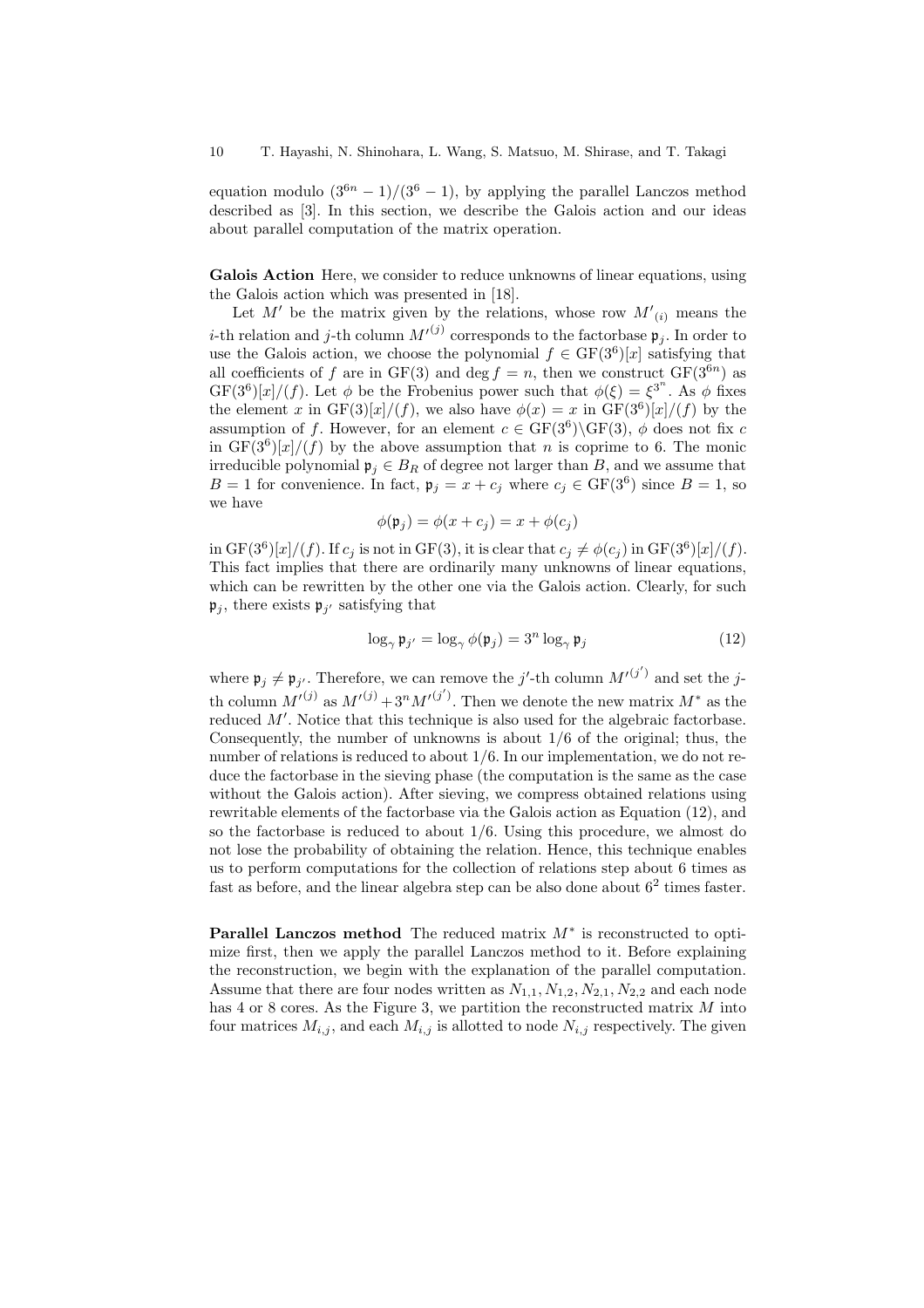equation modulo $(3^{6n} - 1)/(3^6 - 1)$, by applying the parallel Lanczos method described as [3]. In this section, we describe the Galois action and our ideas about parallel computation of the matrix operation.

**Galois Action** Here, we consider to reduce unknowns of linear equations, using the Galois action which was presented in [18].

Let $M'$ be the matrix given by the relations, whose row ${M'}_{(i)}$ means the $i$-th relation and $j$-th column ${M'}^{(j)}$ corresponds to the factorbase $\mathfrak{p}_j$. In order to use the Galois action, we choose the polynomial $f \in \mathrm{GF}(3^6)[x]$ satisfying that all coefficients of $f$ are in $\mathrm{GF}(3)$ and $\deg f = n$, then we construct $\mathrm{GF}(3^{6n})$ as $\mathrm{GF}(3^6)[x]/(f)$. Let $\phi$ be the Frobenius power such that $\phi(\xi) = \xi^{3^n}$. As $\phi$ fixes the element $x$ in $\mathrm{GF}(3)[x]/(f)$, we also have $\phi(x) = x$ in $\mathrm{GF}(3^6)[x]/(f)$ by the assumption of $f$. However, for an element $c \in \mathrm{GF}(3^6)\backslash\mathrm{GF}(3)$, $\phi$ does not fix $c$ in $\mathrm{GF}(3^6)[x]/(f)$ by the above assumption that $n$ is coprime to 6. The monic irreducible polynomial $\mathfrak{p}_j \in B_R$ of degree not larger than $B$, and we assume that $B = 1$ for convenience. In fact, $\mathfrak{p}_j = x + c_j$ where $c_j \in \mathrm{GF}(3^6)$ since $B = 1$, so we have

$$\phi(\mathfrak{p}_j) = \phi(x + c_j) = x + \phi(c_j)$$

in $\mathrm{GF}(3^6)[x]/(f)$. If $c_j$ is not in $\mathrm{GF}(3)$, it is clear that $c_j \neq \phi(c_j)$ in $\mathrm{GF}(3^6)[x]/(f)$. This fact implies that there are ordinarily many unknowns of linear equations, which can be rewritten by the other one via the Galois action. Clearly, for such $\mathfrak{p}_j$, there exists $\mathfrak{p}_{j'}$ satisfying that

$$\log_\gamma \mathfrak{p}_{j'} = \log_\gamma \phi(\mathfrak{p}_j) = 3^n \log_\gamma \mathfrak{p}_j \tag{12}$$

where $\mathfrak{p}_j \neq \mathfrak{p}_{j'}$. Therefore, we can remove the $j'$-th column ${M'}^{(j')}$ and set the $j$-th column ${M'}^{(j)}$ as ${M'}^{(j)} + 3^n {M'}^{(j')}$. Then we denote the new matrix $M^*$ as the reduced $M'$. Notice that this technique is also used for the algebraic factorbase. Consequently, the number of unknowns is about $1/6$ of the original; thus, the number of relations is reduced to about $1/6$. In our implementation, we do not reduce the factorbase in the sieving phase (the computation is the same as the case without the Galois action). After sieving, we compress obtained relations using rewritable elements of the factorbase via the Galois action as Equation (12), and so the factorbase is reduced to about $1/6$. Using this procedure, we almost do not lose the probability of obtaining the relation. Hence, this technique enables us to perform computations for the collection of relations step about 6 times as fast as before, and the linear algebra step can be also done about $6^2$ times faster.

**Parallel Lanczos method** The reduced matrix $M^*$ is reconstructed to optimize first, then we apply the parallel Lanczos method to it. Before explaining the reconstruction, we begin with the explanation of the parallel computation. Assume that there are four nodes written as $N_{1,1}, N_{1,2}, N_{2,1}, N_{2,2}$ and each node has 4 or 8 cores. As the Figure 3, we partition the reconstructed matrix $M$ into four matrices $M_{i,j}$, and each $M_{i,j}$ is allotted to node $N_{i,j}$ respectively. The given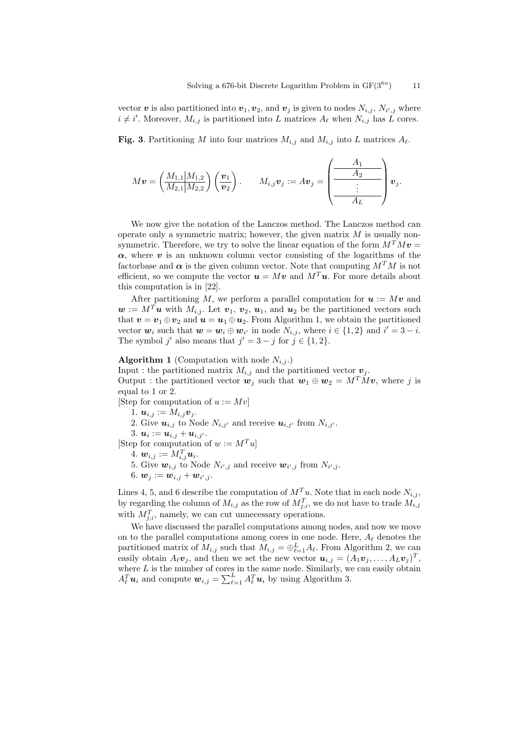vector $\boldsymbol{v}$ is also partitioned into $\boldsymbol{v}_1, \boldsymbol{v}_2$, and $\boldsymbol{v}_j$ is given to nodes $N_{i,j}$, $N_{i',j}$ where $i \neq i'$. Moreover, $M_{i,j}$ is partitioned into $L$ matrices $A_\ell$ when $N_{i,j}$ has $L$ cores.

**Fig. 3**. Partitioning $M$ into four matrices $M_{i,j}$ and $M_{i,j}$ into $L$ matrices $A_\ell$.

$$M\boldsymbol{v} = \left(\begin{array}{c|c} M_{1,1} & M_{1,2} \\ \hline M_{2,1} & M_{2,2} \end{array}\right) \left(\begin{array}{c} \boldsymbol{v}_1 \\ \hline \boldsymbol{v}_2 \end{array}\right). \qquad M_{i,j}\boldsymbol{v}_j := A\boldsymbol{v}_j = \left(\begin{array}{c} A_1 \\ \hline A_2 \\ \hline \vdots \\ \hline A_L \end{array}\right) \boldsymbol{v}_j.$$

We now give the notation of the Lanczos method. The Lanczos method can operate only a symmetric matrix; however, the given matrix $M$ is usually non-symmetric. Therefore, we try to solve the linear equation of the form $M^T M\boldsymbol{v} = \boldsymbol{\alpha}$, where $\boldsymbol{v}$ is an unknown column vector consisting of the logarithms of the factorbase and $\boldsymbol{\alpha}$ is the given column vector. Note that computing $M^T M$ is not efficient, so we compute the vector $\boldsymbol{u} = M\boldsymbol{v}$ and $M^T\boldsymbol{u}$. For more details about this computation is in [22].

After partitioning $M$, we perform a parallel computation for $\boldsymbol{u} := M\boldsymbol{v}$ and $\boldsymbol{w} := M^T\boldsymbol{u}$ with $M_{i,j}$. Let $\boldsymbol{v}_1$, $\boldsymbol{v}_2$, $\boldsymbol{u}_1$, and $\boldsymbol{u}_2$ be the partitioned vectors such that $\boldsymbol{v} = \boldsymbol{v}_1 \oplus \boldsymbol{v}_2$ and $\boldsymbol{u} = \boldsymbol{u}_1 \oplus \boldsymbol{u}_2$. From Algorithm 1, we obtain the partitioned vector $\boldsymbol{w}_i$ such that $\boldsymbol{w} = \boldsymbol{w}_i \oplus \boldsymbol{w}_{i'}$ in node $N_{i,j}$, where $i \in \{1, 2\}$ and $i' = 3 - i$. The symbol $j'$ also means that $j' = 3 - j$ for $j \in \{1, 2\}$.

**Algorithm 1** (Computation with node $N_{i,j}$.)
Input : the partitioned matrix $M_{i,j}$ and the partitioned vector $\boldsymbol{v}_j$.
Output : the partitioned vector $\boldsymbol{w}_j$ such that $\boldsymbol{w}_1 \oplus \boldsymbol{w}_2 = M^T M\boldsymbol{v}$, where $j$ is equal to 1 or 2.
[Step for computation of $u := Mv$]

1. $\boldsymbol{u}_{i,j} := M_{i,j}\boldsymbol{v}_j$.
2. Give $\boldsymbol{u}_{i,j}$ to Node $N_{i,j'}$ and receive $\boldsymbol{u}_{i,j'}$ from $N_{i,j'}$.
3. $\boldsymbol{u}_i := \boldsymbol{u}_{i,j} + \boldsymbol{u}_{i,j'}$.

[Step for computation of $w := M^T u$]

4. $\boldsymbol{w}_{i,j} := M_{i,j}^T \boldsymbol{u}_i$.
5. Give $\boldsymbol{w}_{i,j}$ to Node $N_{i',j}$ and receive $\boldsymbol{w}_{i',j}$ from $N_{i',j}$.
6. $\boldsymbol{w}_j := \boldsymbol{w}_{i,j} + \boldsymbol{w}_{i',j}$.

Lines 4, 5, and 6 describe the computation of $M^T u$. Note that in each node $N_{i,j}$, by regarding the column of $M_{i,j}$ as the row of $M_{j,i}^T$, we do not have to trade $M_{i,j}$ with $M_{j,i}^T$, namely, we can cut unnecessary operations.

We have discussed the parallel computations among nodes, and now we move on to the parallel computations among cores in one node. Here, $A_\ell$ denotes the partitioned matrix of $M_{i,j}$ such that $M_{i,j} = \oplus_{\ell=1}^{L} A_\ell$. From Algorithm 2, we can easily obtain $A_\ell \boldsymbol{v}_j$, and then we set the new vector $\boldsymbol{u}_{i,j} = (A_1\boldsymbol{v}_j, \ldots, A_L\boldsymbol{v}_j)^T$, where $L$ is the number of cores in the same node. Similarly, we can easily obtain $A_\ell^T \boldsymbol{u}_i$ and compute $\boldsymbol{w}_{i,j} = \sum_{\ell=1}^{L} A_\ell^T \boldsymbol{u}_i$ by using Algorithm 3.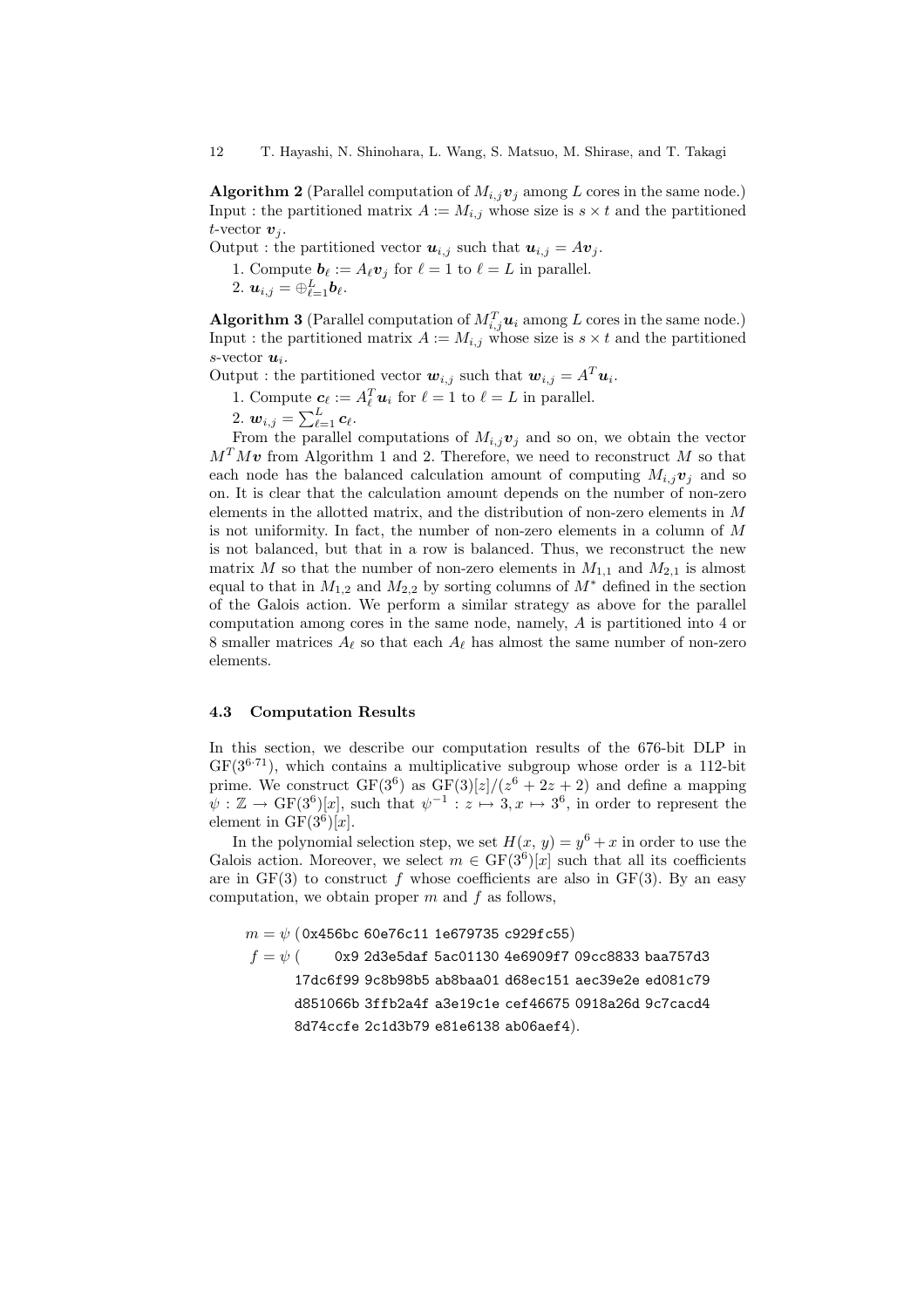**Algorithm 2** (Parallel computation of $M_{i,j}\boldsymbol{v}_j$ among $L$ cores in the same node.)
Input : the partitioned matrix $A := M_{i,j}$ whose size is $s \times t$ and the partitioned $t$-vector $\boldsymbol{v}_j$.
Output : the partitioned vector $\boldsymbol{u}_{i,j}$ such that $\boldsymbol{u}_{i,j} = A\boldsymbol{v}_j$.

1. Compute $\boldsymbol{b}_\ell := A_\ell \boldsymbol{v}_j$ for $\ell = 1$ to $\ell = L$ in parallel.
2. $\boldsymbol{u}_{i,j} = \oplus_{\ell=1}^{L} \boldsymbol{b}_\ell$.

**Algorithm 3** (Parallel computation of $M_{i,j}^T \boldsymbol{u}_i$ among $L$ cores in the same node.)
Input : the partitioned matrix $A := M_{i,j}$ whose size is $s \times t$ and the partitioned $s$-vector $\boldsymbol{u}_i$.
Output : the partitioned vector $\boldsymbol{w}_{i,j}$ such that $\boldsymbol{w}_{i,j} = A^T \boldsymbol{u}_i$.

1. Compute $\boldsymbol{c}_\ell := A_\ell^T \boldsymbol{u}_i$ for $\ell = 1$ to $\ell = L$ in parallel.
2. $\boldsymbol{w}_{i,j} = \sum_{\ell=1}^{L} \boldsymbol{c}_\ell$.

From the parallel computations of $M_{i,j}\boldsymbol{v}_j$ and so on, we obtain the vector $M^T M \boldsymbol{v}$ from Algorithm 1 and 2. Therefore, we need to reconstruct $M$ so that each node has the balanced calculation amount of computing $M_{i,j}\boldsymbol{v}_j$ and so on. It is clear that the calculation amount depends on the number of non-zero elements in the allotted matrix, and the distribution of non-zero elements in $M$ is not uniformity. In fact, the number of non-zero elements in a column of $M$ is not balanced, but that in a row is balanced. Thus, we reconstruct the new matrix $M$ so that the number of non-zero elements in $M_{1,1}$ and $M_{2,1}$ is almost equal to that in $M_{1,2}$ and $M_{2,2}$ by sorting columns of $M^*$ defined in the section of the Galois action. We perform a similar strategy as above for the parallel computation among cores in the same node, namely, $A$ is partitioned into 4 or 8 smaller matrices $A_\ell$ so that each $A_\ell$ has almost the same number of non-zero elements.

### 4.3 Computation Results

In this section, we describe our computation results of the 676-bit DLP in $\mathrm{GF}(3^{6\cdot 71})$, which contains a multiplicative subgroup whose order is a 112-bit prime. We construct $\mathrm{GF}(3^6)$ as $\mathrm{GF}(3)[z]/(z^6 + 2z + 2)$ and define a mapping $\psi : \mathbb{Z} \to \mathrm{GF}(3^6)[x]$, such that $\psi^{-1} : z \mapsto 3, x \mapsto 3^6$, in order to represent the element in $\mathrm{GF}(3^6)[x]$.

In the polynomial selection step, we set $H(x, y) = y^6 + x$ in order to use the Galois action. Moreover, we select $m \in \mathrm{GF}(3^6)[x]$ such that all its coefficients are in $\mathrm{GF}(3)$ to construct $f$ whose coefficients are also in $\mathrm{GF}(3)$. By an easy computation, we obtain proper $m$ and $f$ as follows,

$m = \psi\,($ `0x456bc 60e76c11 1e679735 c929fc55` $)$
$f = \psi\,($ `0x9 2d3e5daf 5ac01130 4e6909f7 09cc8833 baa757d3 17dc6f99 9c8b98b5 ab8baa01 d68ec151 aec39e2e ed081c79 d851066b 3ffb2a4f a3e19c1e cef46675 0918a26d 9c7cacd4 8d74ccfe 2c1d3b79 e81e6138 ab06aef4` $)$.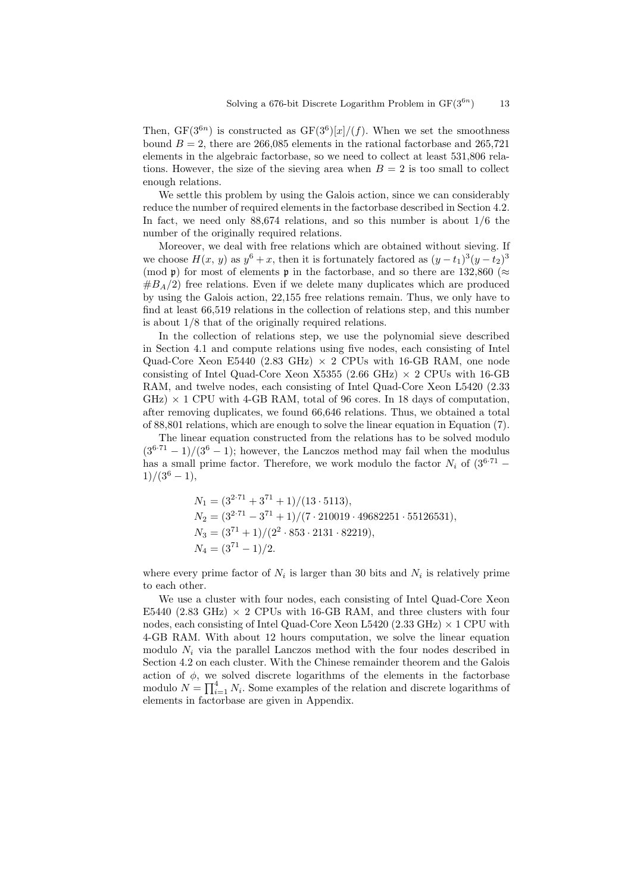Then, $\mathrm{GF}(3^{6n})$ is constructed as $\mathrm{GF}(3^6)[x]/(f)$. When we set the smoothness bound $B = 2$, there are 266,085 elements in the rational factorbase and 265,721 elements in the algebraic factorbase, so we need to collect at least 531,806 relations. However, the size of the sieving area when $B = 2$ is too small to collect enough relations.

We settle this problem by using the Galois action, since we can considerably reduce the number of required elements in the factorbase described in Section 4.2. In fact, we need only 88,674 relations, and so this number is about 1/6 the number of the originally required relations.

Moreover, we deal with free relations which are obtained without sieving. If we choose $H(x, y)$ as $y^6 + x$, then it is fortunately factored as $(y - t_1)^3(y - t_2)^3 \pmod{\mathfrak{p}}$ for most of elements $\mathfrak{p}$ in the factorbase, and so there are 132,860 ($\approx \#B_A/2$) free relations. Even if we delete many duplicates which are produced by using the Galois action, 22,155 free relations remain. Thus, we only have to find at least 66,519 relations in the collection of relations step, and this number is about 1/8 that of the originally required relations.

In the collection of relations step, we use the polynomial sieve described in Section 4.1 and compute relations using five nodes, each consisting of Intel Quad-Core Xeon E5440 (2.83 GHz) $\times$ 2 CPUs with 16-GB RAM, one node consisting of Intel Quad-Core Xeon X5355 (2.66 GHz) $\times$ 2 CPUs with 16-GB RAM, and twelve nodes, each consisting of Intel Quad-Core Xeon L5420 (2.33 GHz) $\times$ 1 CPU with 4-GB RAM, total of 96 cores. In 18 days of computation, after removing duplicates, we found 66,646 relations. Thus, we obtained a total of 88,801 relations, which are enough to solve the linear equation in Equation (7).

The linear equation constructed from the relations has to be solved modulo $(3^{6\cdot 71} - 1)/(3^6 - 1)$; however, the Lanczos method may fail when the modulus has a small prime factor. Therefore, we work modulo the factor $N_i$ of $(3^{6\cdot 71} - 1)/(3^6 - 1)$,

$$
\begin{aligned}
N_1 &= (3^{2\cdot 71} + 3^{71} + 1)/(13 \cdot 5113),\\
N_2 &= (3^{2\cdot 71} - 3^{71} + 1)/(7 \cdot 210019 \cdot 49682251 \cdot 55126531),\\
N_3 &= (3^{71} + 1)/(2^2 \cdot 853 \cdot 2131 \cdot 82219),\\
N_4 &= (3^{71} - 1)/2.
\end{aligned}
$$

where every prime factor of $N_i$ is larger than 30 bits and $N_i$ is relatively prime to each other.

We use a cluster with four nodes, each consisting of Intel Quad-Core Xeon E5440 (2.83 GHz) $\times$ 2 CPUs with 16-GB RAM, and three clusters with four nodes, each consisting of Intel Quad-Core Xeon L5420 (2.33 GHz) $\times$ 1 CPU with 4-GB RAM. With about 12 hours computation, we solve the linear equation modulo $N_i$ via the parallel Lanczos method with the four nodes described in Section 4.2 on each cluster. With the Chinese remainder theorem and the Galois action of $\phi$, we solved discrete logarithms of the elements in the factorbase modulo $N = \prod_{i=1}^{4} N_i$. Some examples of the relation and discrete logarithms of elements in factorbase are given in Appendix.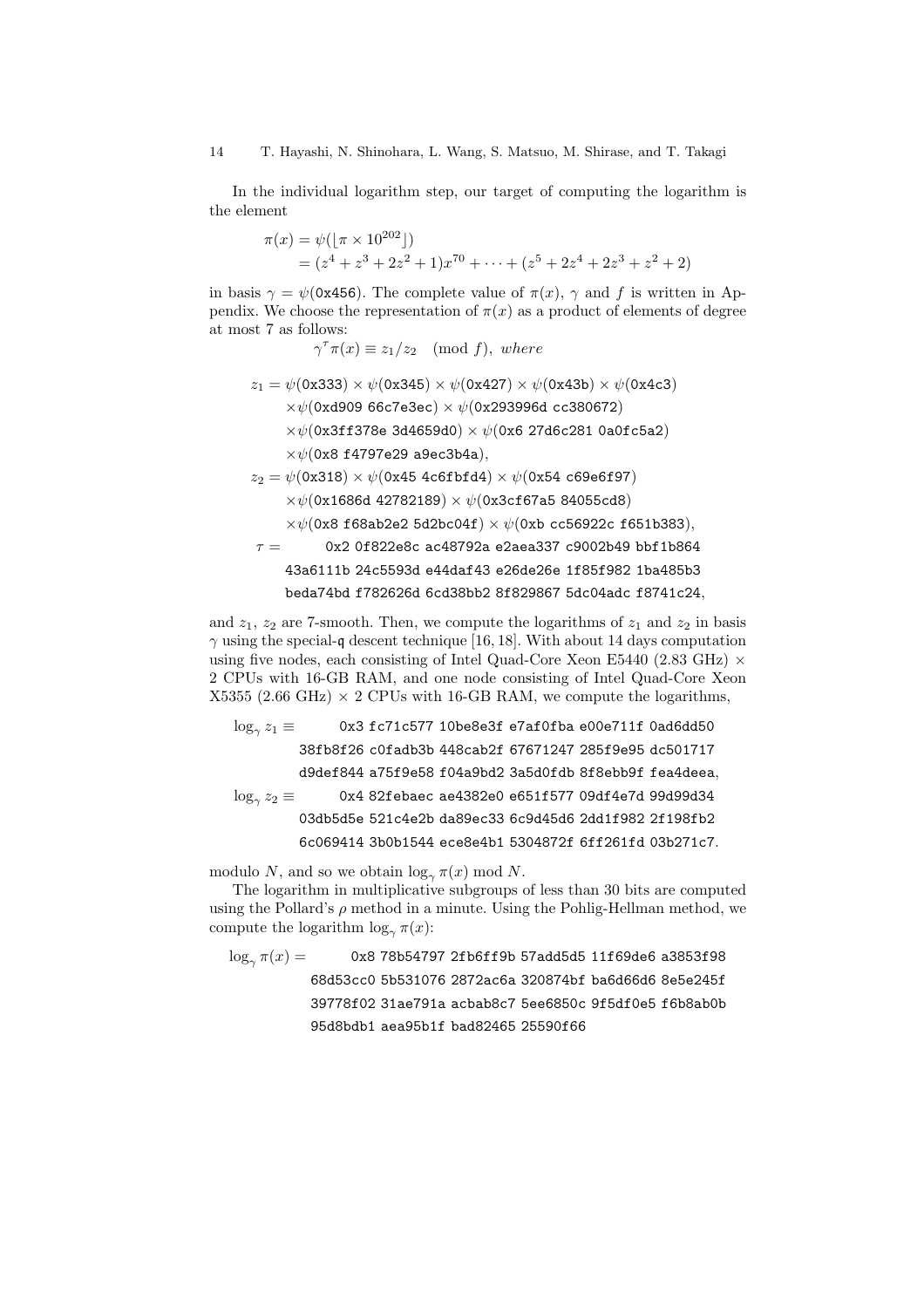In the individual logarithm step, our target of computing the logarithm is the element

$$\pi(x) = \psi(\lfloor \pi \times 10^{202} \rfloor)$$
$$= (z^4 + z^3 + 2z^2 + 1)x^{70} + \cdots + (z^5 + 2z^4 + 2z^3 + z^2 + 2)$$

in basis $\gamma = \psi(\texttt{0x456})$. The complete value of $\pi(x)$, $\gamma$ and $f$ is written in Appendix. We choose the representation of $\pi(x)$ as a product of elements of degree at most 7 as follows:

$$\gamma^\tau \pi(x) \equiv z_1/z_2 \pmod{f}, \text{ where}$$

$$z_1 = \psi(\texttt{0x333}) \times \psi(\texttt{0x345}) \times \psi(\texttt{0x427}) \times \psi(\texttt{0x43b}) \times \psi(\texttt{0x4c3})$$
$$\times \psi(\texttt{0xd909 66c7e3ec}) \times \psi(\texttt{0x293996d cc380672})$$
$$\times \psi(\texttt{0x3ff378e 3d4659d0}) \times \psi(\texttt{0x6 27d6c281 0a0fc5a2})$$
$$\times \psi(\texttt{0x8 f4797e29 a9ec3b4a}),$$
$$z_2 = \psi(\texttt{0x318}) \times \psi(\texttt{0x45 4c6fbfd4}) \times \psi(\texttt{0x54 c69e6f97})$$
$$\times \psi(\texttt{0x1686d 42782189}) \times \psi(\texttt{0x3cf67a5 84055cd8})$$
$$\times \psi(\texttt{0x8 f68ab2e2 5d2bc04f}) \times \psi(\texttt{0xb cc56922c f651b383}),$$

$\tau =$ `0x2 0f822e8c ac48792a e2aea337 c9002b49 bbf1b864 43a6111b 24c5593d e44daf43 e26de26e 1f85f982 1ba485b3 beda74bd f782626d 6cd38bb2 8f829867 5dc04adc f8741c24`,

and $z_1$, $z_2$ are 7-smooth. Then, we compute the logarithms of $z_1$ and $z_2$ in basis $\gamma$ using the special-$\mathtt{q}$ descent technique [16, 18]. With about 14 days computation using five nodes, each consisting of Intel Quad-Core Xeon E5440 (2.83 GHz) $\times$ 2 CPUs with 16-GB RAM, and one node consisting of Intel Quad-Core Xeon X5355 (2.66 GHz) $\times$ 2 CPUs with 16-GB RAM, we compute the logarithms,

$\log_\gamma z_1 \equiv$ `0x3 fc71c577 10be8e3f e7af0fba e00e711f 0ad6dd50 38fb8f26 c0fadb3b 448cab2f 67671247 285f9e95 dc501717 d9def844 a75f9e58 f04a9bd2 3a5d0fdb 8f8ebb9f fea4deea`,

$\log_\gamma z_2 \equiv$ `0x4 82febaec ae4382e0 e651f577 09df4e7d 99d99d34 03db5d5e 521c4e2b da89ec33 6c9d45d6 2dd1f982 2f198fb2 6c069414 3b0b1544 ece8e4b1 5304872f 6ff261fd 03b271c7`.

modulo $N$, and so we obtain $\log_\gamma \pi(x) \bmod N$.

The logarithm in multiplicative subgroups of less than 30 bits are computed using the Pollard's $\rho$ method in a minute. Using the Pohlig-Hellman method, we compute the logarithm $\log_\gamma \pi(x)$:

$\log_\gamma \pi(x) =$ `0x8 78b54797 2fb6ff9b 57add5d5 11f69de6 a3853f98 68d53cc0 5b531076 2872ac6a 320874bf ba6d66d6 8e5e245f 39778f02 31ae791a acbab8c7 5ee6850c 9f5df0e5 f6b8ab0b 95d8bdb1 aea95b1f bad82465 25590f66`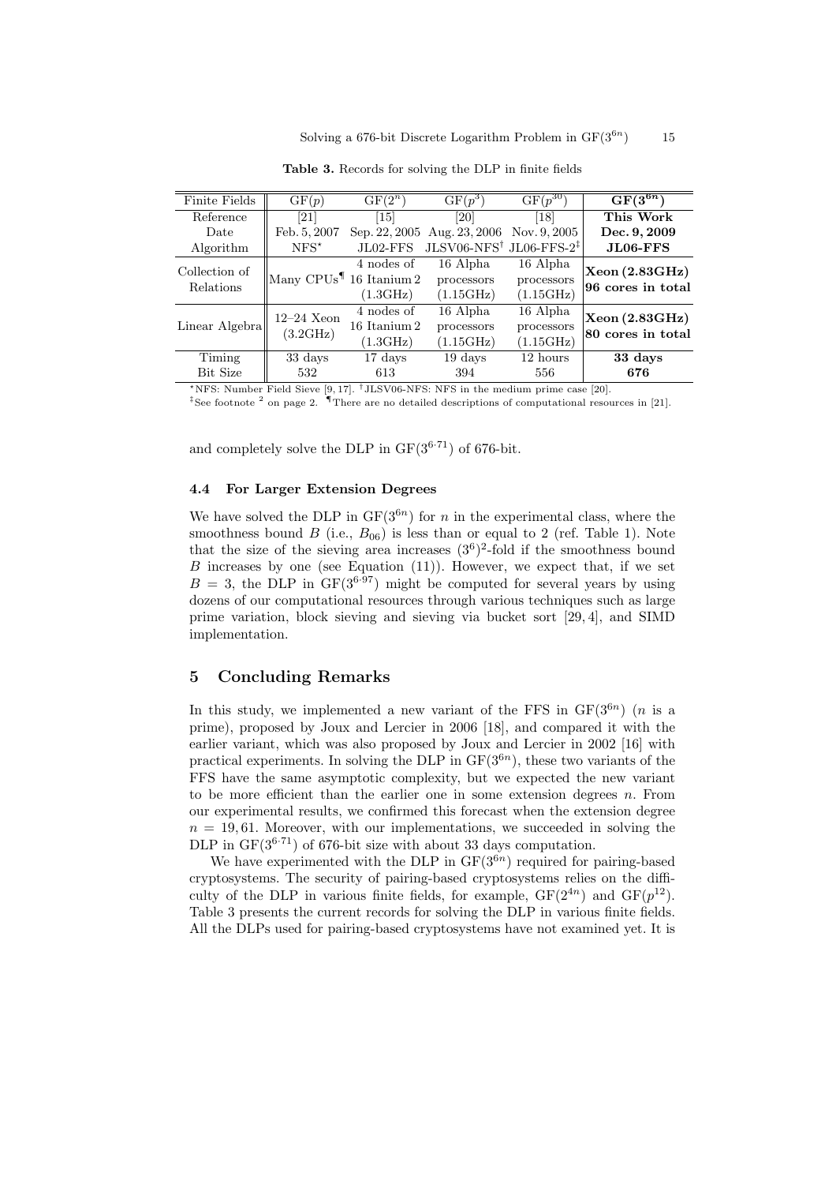**Table 3.** Records for solving the DLP in finite fields

| Finite Fields | GF($p$) | GF($2^n$) | GF($p^3$) | GF($p^{30}$) | **GF($3^{6n}$)** |
|---|---|---|---|---|---|
| Reference | [21] | [15] | [20] | [18] | **This Work** |
| Date | Feb. 5, 2007 | Sep. 22, 2005 | Aug. 23, 2006 | Nov. 9, 2005 | **Dec. 9, 2009** |
| Algorithm | NFS* | JL02-FFS | JLSV06-NFS† | JL06-FFS-2‡ | **JL06-FFS** |
| Collection of Relations | Many CPUs¶ | 4 nodes of 16 Itanium 2 (1.3GHz) | 16 Alpha processors (1.15GHz) | 16 Alpha processors (1.15GHz) | **Xeon (2.83GHz) 96 cores in total** |
| Linear Algebra | 12–24 Xeon (3.2GHz) | 4 nodes of 16 Itanium 2 (1.3GHz) | 16 Alpha processors (1.15GHz) | 16 Alpha processors (1.15GHz) | **Xeon (2.83GHz) 80 cores in total** |
| Timing | 33 days | 17 days | 19 days | 12 hours | **33 days** |
| Bit Size | 532 | 613 | 394 | 556 | **676** |

*NFS: Number Field Sieve [9, 17]. †JLSV06-NFS: NFS in the medium prime case [20].
‡See footnote 2 on page 2. ¶There are no detailed descriptions of computational resources in [21].

and completely solve the DLP in GF($3^{6\cdot 71}$) of 676-bit.

### 4.4 For Larger Extension Degrees

We have solved the DLP in GF($3^{6n}$) for $n$ in the experimental class, where the smoothness bound $B$ (i.e., $B_{06}$) is less than or equal to 2 (ref. Table 1). Note that the size of the sieving area increases $(3^6)^2$-fold if the smoothness bound $B$ increases by one (see Equation (11)). However, we expect that, if we set $B = 3$, the DLP in GF($3^{6\cdot 97}$) might be computed for several years by using dozens of our computational resources through various techniques such as large prime variation, block sieving and sieving via bucket sort [29, 4], and SIMD implementation.

## 5 Concluding Remarks

In this study, we implemented a new variant of the FFS in GF($3^{6n}$) ($n$ is a prime), proposed by Joux and Lercier in 2006 [18], and compared it with the earlier variant, which was also proposed by Joux and Lercier in 2002 [16] with practical experiments. In solving the DLP in GF($3^{6n}$), these two variants of the FFS have the same asymptotic complexity, but we expected the new variant to be more efficient than the earlier one in some extension degrees $n$. From our experimental results, we confirmed this forecast when the extension degree $n = 19, 61$. Moreover, with our implementations, we succeeded in solving the DLP in GF($3^{6\cdot 71}$) of 676-bit size with about 33 days computation.

We have experimented with the DLP in GF($3^{6n}$) required for pairing-based cryptosystems. The security of pairing-based cryptosystems relies on the difficulty of the DLP in various finite fields, for example, GF($2^{4n}$) and GF($p^{12}$). Table 3 presents the current records for solving the DLP in various finite fields. All the DLPs used for pairing-based cryptosystems have not examined yet. It is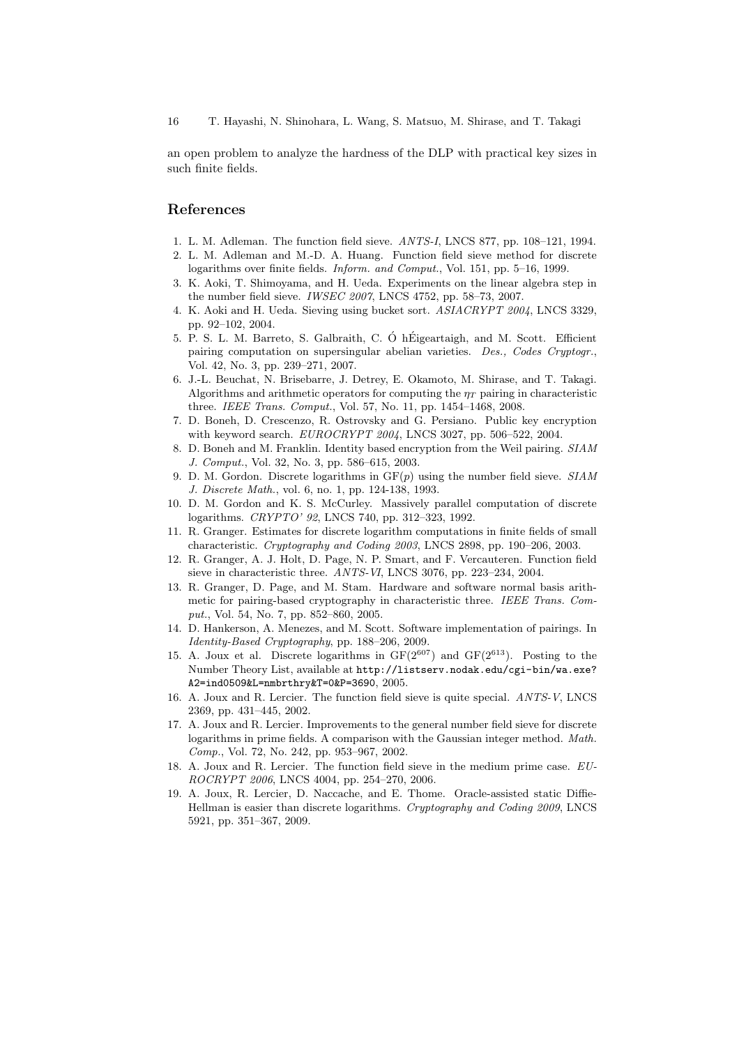an open problem to analyze the hardness of the DLP with practical key sizes in such finite fields.

## References

1. L. M. Adleman. The function field sieve. *ANTS-I*, LNCS 877, pp. 108–121, 1994.
2. L. M. Adleman and M.-D. A. Huang. Function field sieve method for discrete logarithms over finite fields. *Inform. and Comput.*, Vol. 151, pp. 5–16, 1999.
3. K. Aoki, T. Shimoyama, and H. Ueda. Experiments on the linear algebra step in the number field sieve. *IWSEC 2007*, LNCS 4752, pp. 58–73, 2007.
4. K. Aoki and H. Ueda. Sieving using bucket sort. *ASIACRYPT 2004*, LNCS 3329, pp. 92–102, 2004.
5. P. S. L. M. Barreto, S. Galbraith, C. Ó hÉigeartaigh, and M. Scott. Efficient pairing computation on supersingular abelian varieties. *Des., Codes Cryptogr.*, Vol. 42, No. 3, pp. 239–271, 2007.
6. J.-L. Beuchat, N. Brisebarre, J. Detrey, E. Okamoto, M. Shirase, and T. Takagi. Algorithms and arithmetic operators for computing the $\eta_T$ pairing in characteristic three. *IEEE Trans. Comput.*, Vol. 57, No. 11, pp. 1454–1468, 2008.
7. D. Boneh, D. Crescenzo, R. Ostrovsky and G. Persiano. Public key encryption with keyword search. *EUROCRYPT 2004*, LNCS 3027, pp. 506–522, 2004.
8. D. Boneh and M. Franklin. Identity based encryption from the Weil pairing. *SIAM J. Comput.*, Vol. 32, No. 3, pp. 586–615, 2003.
9. D. M. Gordon. Discrete logarithms in GF($p$) using the number field sieve. *SIAM J. Discrete Math.*, vol. 6, no. 1, pp. 124-138, 1993.
10. D. M. Gordon and K. S. McCurley. Massively parallel computation of discrete logarithms. *CRYPTO' 92*, LNCS 740, pp. 312–323, 1992.
11. R. Granger. Estimates for discrete logarithm computations in finite fields of small characteristic. *Cryptography and Coding 2003*, LNCS 2898, pp. 190–206, 2003.
12. R. Granger, A. J. Holt, D. Page, N. P. Smart, and F. Vercauteren. Function field sieve in characteristic three. *ANTS-VI*, LNCS 3076, pp. 223–234, 2004.
13. R. Granger, D. Page, and M. Stam. Hardware and software normal basis arithmetic for pairing-based cryptography in characteristic three. *IEEE Trans. Comput.*, Vol. 54, No. 7, pp. 852–860, 2005.
14. D. Hankerson, A. Menezes, and M. Scott. Software implementation of pairings. In *Identity-Based Cryptography*, pp. 188–206, 2009.
15. A. Joux et al. Discrete logarithms in GF($2^{607}$) and GF($2^{613}$). Posting to the Number Theory List, available at `http://listserv.nodak.edu/cgi-bin/wa.exe?A2=ind0509&L=nmbrthry&T=0&P=3690`, 2005.
16. A. Joux and R. Lercier. The function field sieve is quite special. *ANTS-V*, LNCS 2369, pp. 431–445, 2002.
17. A. Joux and R. Lercier. Improvements to the general number field sieve for discrete logarithms in prime fields. A comparison with the Gaussian integer method. *Math. Comp.*, Vol. 72, No. 242, pp. 953–967, 2002.
18. A. Joux and R. Lercier. The function field sieve in the medium prime case. *EUROCRYPT 2006*, LNCS 4004, pp. 254–270, 2006.
19. A. Joux, R. Lercier, D. Naccache, and E. Thome. Oracle-assisted static Diffie-Hellman is easier than discrete logarithms. *Cryptography and Coding 2009*, LNCS 5921, pp. 351–367, 2009.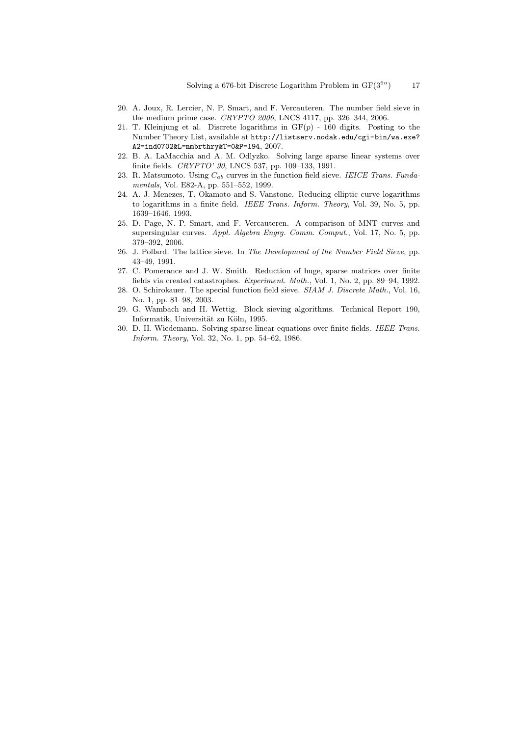20. A. Joux, R. Lercier, N. P. Smart, and F. Vercauteren. The number field sieve in the medium prime case. *CRYPTO 2006*, LNCS 4117, pp. 326–344, 2006.
21. T. Kleinjung et al. Discrete logarithms in $\mathrm{GF}(p)$ - 160 digits. Posting to the Number Theory List, available at `http://listserv.nodak.edu/cgi-bin/wa.exe?A2=ind0702&L=nmbrthry&T=0&P=194`, 2007.
22. B. A. LaMacchia and A. M. Odlyzko. Solving large sparse linear systems over finite fields. *CRYPTO' 90*, LNCS 537, pp. 109–133, 1991.
23. R. Matsumoto. Using $C_{ab}$ curves in the function field sieve. *IEICE Trans. Fundamentals*, Vol. E82-A, pp. 551–552, 1999.
24. A. J. Menezes, T. Okamoto and S. Vanstone. Reducing elliptic curve logarithms to logarithms in a finite field. *IEEE Trans. Inform. Theory*, Vol. 39, No. 5, pp. 1639–1646, 1993.
25. D. Page, N. P. Smart, and F. Vercauteren. A comparison of MNT curves and supersingular curves. *Appl. Algebra Engrg. Comm. Comput.*, Vol. 17, No. 5, pp. 379–392, 2006.
26. J. Pollard. The lattice sieve. In *The Development of the Number Field Sieve*, pp. 43–49, 1991.
27. C. Pomerance and J. W. Smith. Reduction of huge, sparse matrices over finite fields via created catastrophes. *Experiment. Math.*, Vol. 1, No. 2, pp. 89–94, 1992.
28. O. Schirokauer. The special function field sieve. *SIAM J. Discrete Math.*, Vol. 16, No. 1, pp. 81–98, 2003.
29. G. Wambach and H. Wettig. Block sieving algorithms. Technical Report 190, Informatik, Universität zu Köln, 1995.
30. D. H. Wiedemann. Solving sparse linear equations over finite fields. *IEEE Trans. Inform. Theory*, Vol. 32, No. 1, pp. 54–62, 1986.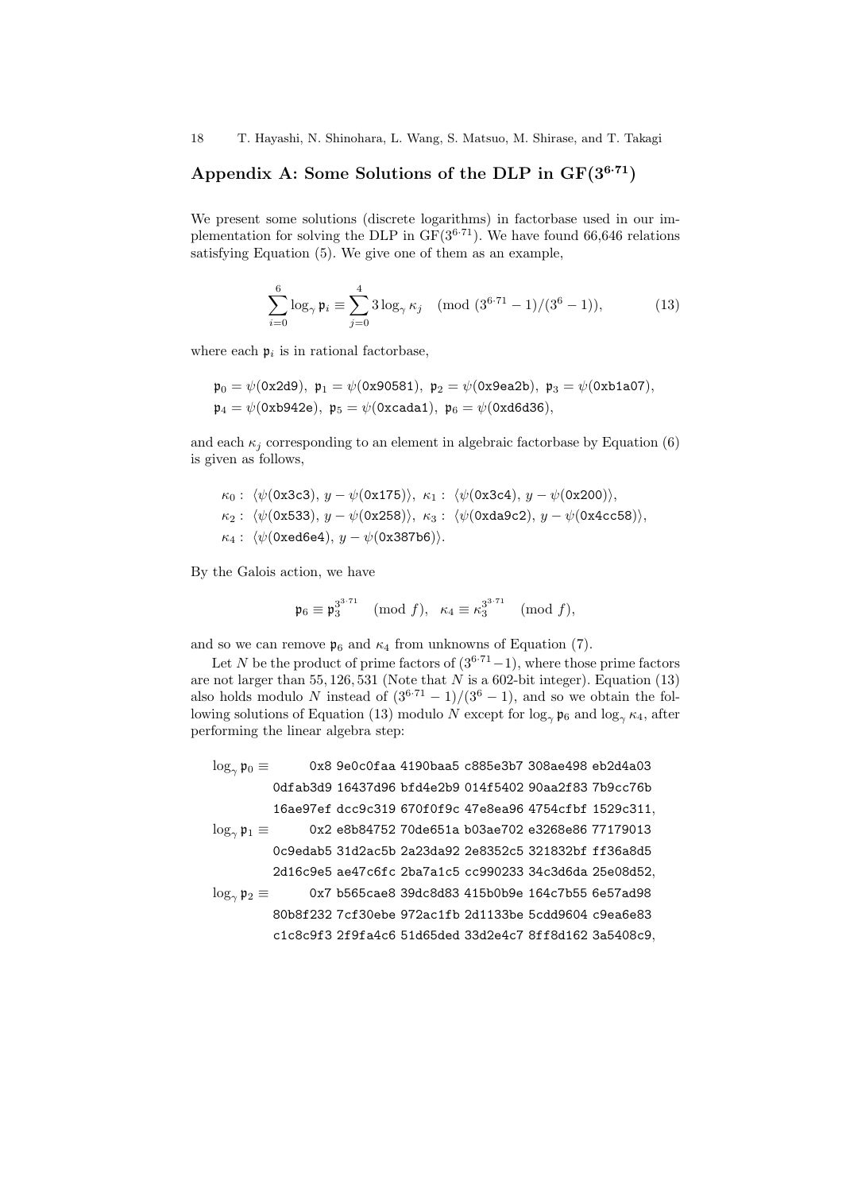## Appendix A: Some Solutions of the DLP in GF($3^{6\cdot 71}$)

We present some solutions (discrete logarithms) in factorbase used in our implementation for solving the DLP in GF($3^{6\cdot 71}$). We have found 66,646 relations satisfying Equation (5). We give one of them as an example,

$$\sum_{i=0}^{6} \log_\gamma \mathfrak{p}_i \equiv \sum_{j=0}^{4} 3 \log_\gamma \kappa_j \pmod{(3^{6\cdot 71}-1)/(3^6-1)}, \tag{13}$$

where each $\mathfrak{p}_i$ is in rational factorbase,

$$\mathfrak{p}_0 = \psi(\texttt{0x2d9}),\ \mathfrak{p}_1 = \psi(\texttt{0x90581}),\ \mathfrak{p}_2 = \psi(\texttt{0x9ea2b}),\ \mathfrak{p}_3 = \psi(\texttt{0xb1a07}),$$
$$\mathfrak{p}_4 = \psi(\texttt{0xb942e}),\ \mathfrak{p}_5 = \psi(\texttt{0xcada1}),\ \mathfrak{p}_6 = \psi(\texttt{0xd6d36}),$$

and each $\kappa_j$ corresponding to an element in algebraic factorbase by Equation (6) is given as follows,

$$\kappa_0 : \ \langle \psi(\texttt{0x3c3}),\, y - \psi(\texttt{0x175}) \rangle,\ \kappa_1 : \ \langle \psi(\texttt{0x3c4}),\, y - \psi(\texttt{0x200}) \rangle,$$
$$\kappa_2 : \ \langle \psi(\texttt{0x533}),\, y - \psi(\texttt{0x258}) \rangle,\ \kappa_3 : \ \langle \psi(\texttt{0xda9c2}),\, y - \psi(\texttt{0x4cc58}) \rangle,$$
$$\kappa_4 : \ \langle \psi(\texttt{0xed6e4}),\, y - \psi(\texttt{0x387b6}) \rangle.$$

By the Galois action, we have

$$\mathfrak{p}_6 \equiv \mathfrak{p}_3^{3^{3\cdot 71}} \pmod{f}, \quad \kappa_4 \equiv \kappa_3^{3^{3\cdot 71}} \pmod{f},$$

and so we can remove $\mathfrak{p}_6$ and $\kappa_4$ from unknowns of Equation (7).

Let $N$ be the product of prime factors of $(3^{6\cdot 71}-1)$, where those prime factors are not larger than 55,126,531 (Note that $N$ is a 602-bit integer). Equation (13) also holds modulo $N$ instead of $(3^{6\cdot 71}-1)/(3^6-1)$, and so we obtain the following solutions of Equation (13) modulo $N$ except for $\log_\gamma \mathfrak{p}_6$ and $\log_\gamma \kappa_4$, after performing the linear algebra step:

```
log_γ p_0 ≡        0x8 9e0c0faa 4190baa5 c885e3b7 308ae498 eb2d4a03
            0dfab3d9 16437d96 bfd4e2b9 014f5402 90aa2f83 7b9cc76b
            16ae97ef dcc9c319 670f0f9c 47e8ea96 4754cfbf 1529c311,
log_γ p_1 ≡        0x2 e8b84752 70de651a b03ae702 e3268e86 77179013
            0c9edab5 31d2ac5b 2a23da92 2e8352c5 321832bf ff36a8d5
            2d16c9e5 ae47c6fc 2ba7a1c5 cc990233 34c3d6da 25e08d52,
log_γ p_2 ≡        0x7 b565cae8 39dc8d83 415b0b9e 164c7b55 6e57ad98
            80b8f232 7cf30ebe 972ac1fb 2d1133be 5cdd9604 c9ea6e83
            c1c8c9f3 2f9fa4c6 51d65ded 33d2e4c7 8ff8d162 3a5408c9,
```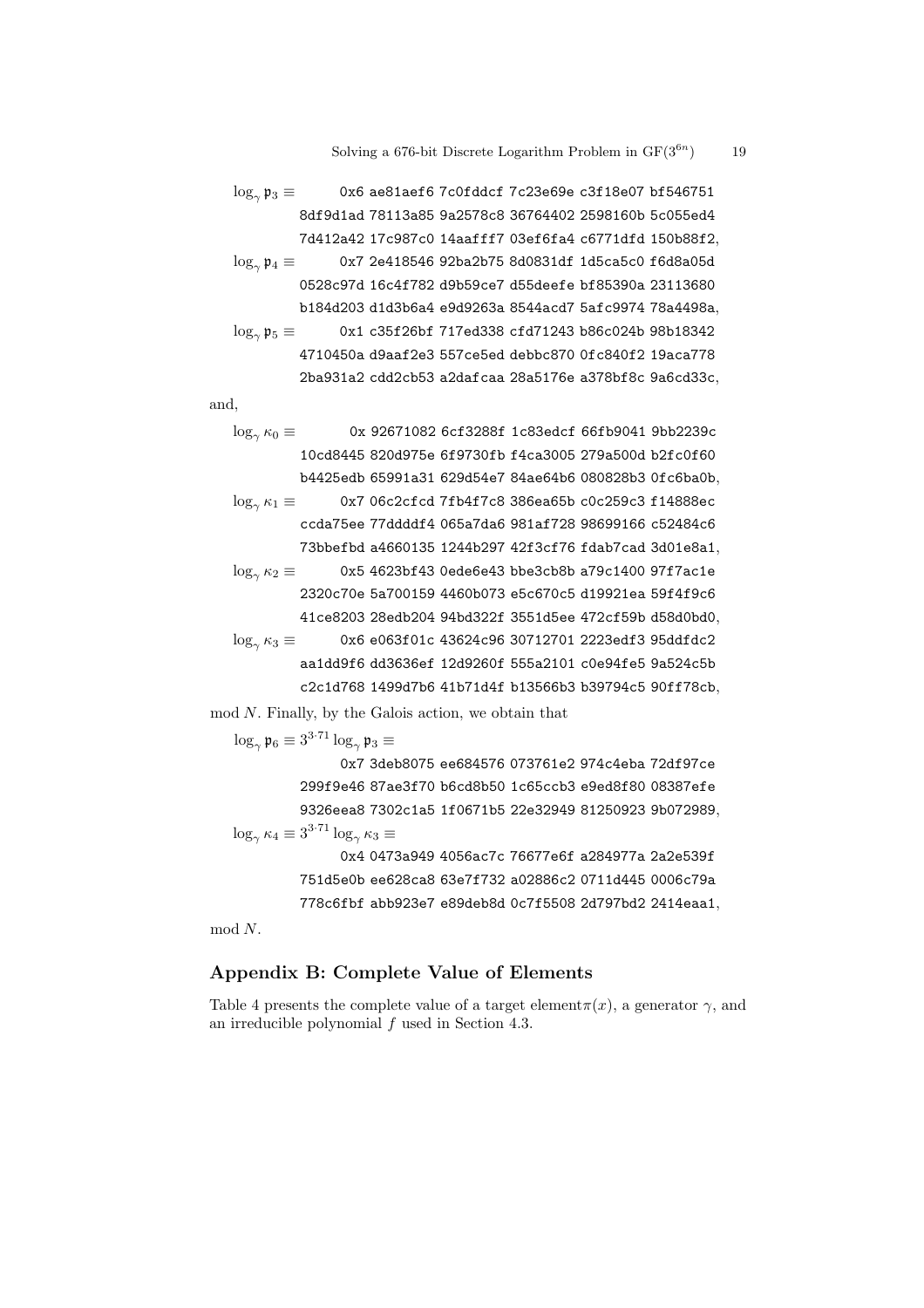$\log_\gamma \mathfrak{p}_3 \equiv$ `0x6 ae81aef6 7c0fddcf 7c23e69e c3f18e07 bf546751 8df9d1ad 78113a85 9a2578c8 36764402 2598160b 5c055ed4 7d412a42 17c987c0 14aafff7 03ef6fa4 c6771dfd 150b88f2`,

$\log_\gamma \mathfrak{p}_4 \equiv$ `0x7 2e418546 92ba2b75 8d0831df 1d5ca5c0 f6d8a05d 0528c97d 16c4f782 d9b59ce7 d55deefe bf85390a 23113680 b184d203 d1d3b6a4 e9d9263a 8544acd7 5afc9974 78a4498a`,

$\log_\gamma \mathfrak{p}_5 \equiv$ `0x1 c35f26bf 717ed338 cfd71243 b86c024b 98b18342 4710450a d9aaf2e3 557ce5ed debbc870 0fc840f2 19aca778 2ba931a2 cdd2cb53 a2dafcaa 28a5176e a378bf8c 9a6cd33c`,

and,

$\log_\gamma \kappa_0 \equiv$ `0x 92671082 6cf3288f 1c83edcf 66fb9041 9bb2239c 10cd8445 820d975e 6f9730fb f4ca3005 279a500d b2fc0f60 b4425edb 65991a31 629d54e7 84ae64b6 080828b3 0fc6ba0b`,

$\log_\gamma \kappa_1 \equiv$ `0x7 06c2cfcd 7fb4f7c8 386ea65b c0c259c3 f14888ec ccda75ee 77ddddf4 065a7da6 981af728 98699166 c52484c6 73bbefbd a4660135 1244b297 42f3cf76 fdab7cad 3d01e8a1`,

$\log_\gamma \kappa_2 \equiv$ `0x5 4623bf43 0ede6e43 bbe3cb8b a79c1400 97f7ac1e 2320c70e 5a700159 4460b073 e5c670c5 d19921ea 59f4f9c6 41ce8203 28edb204 94bd322f 3551d5ee 472cf59b d58d0bd0`,

$\log_\gamma \kappa_3 \equiv$ `0x6 e063f01c 43624c96 30712701 2223edf3 95ddfdc2 aa1dd9f6 dd3636ef 12d9260f 555a2101 c0e94fe5 9a524c5b c2c1d768 1499d7b6 41b71d4f b13566b3 b39794c5 90ff78cb`,

mod $N$. Finally, by the Galois action, we obtain that

$\log_\gamma \mathfrak{p}_6 \equiv 3^{3\cdot 71} \log_\gamma \mathfrak{p}_3 \equiv$

`0x7 3deb8075 ee684576 073761e2 974c4eba 72df97ce 299f9e46 87ae3f70 b6cd8b50 1c65ccb3 e9ed8f80 08387efe 9326eea8 7302c1a5 1f0671b5 22e32949 81250923 9b072989`,

$\log_\gamma \kappa_4 \equiv 3^{3\cdot 71} \log_\gamma \kappa_3 \equiv$

`0x4 0473a949 4056ac7c 76677e6f a284977a 2a2e539f 751d5e0b ee628ca8 63e7f732 a02886c2 0711d445 0006c79a 778c6fbf abb923e7 e89deb8d 0c7f5508 2d797bd2 2414eaa1`,

mod $N$.

## Appendix B: Complete Value of Elements

Table 4 presents the complete value of a target element$\pi(x)$, a generator $\gamma$, and an irreducible polynomial $f$ used in Section 4.3.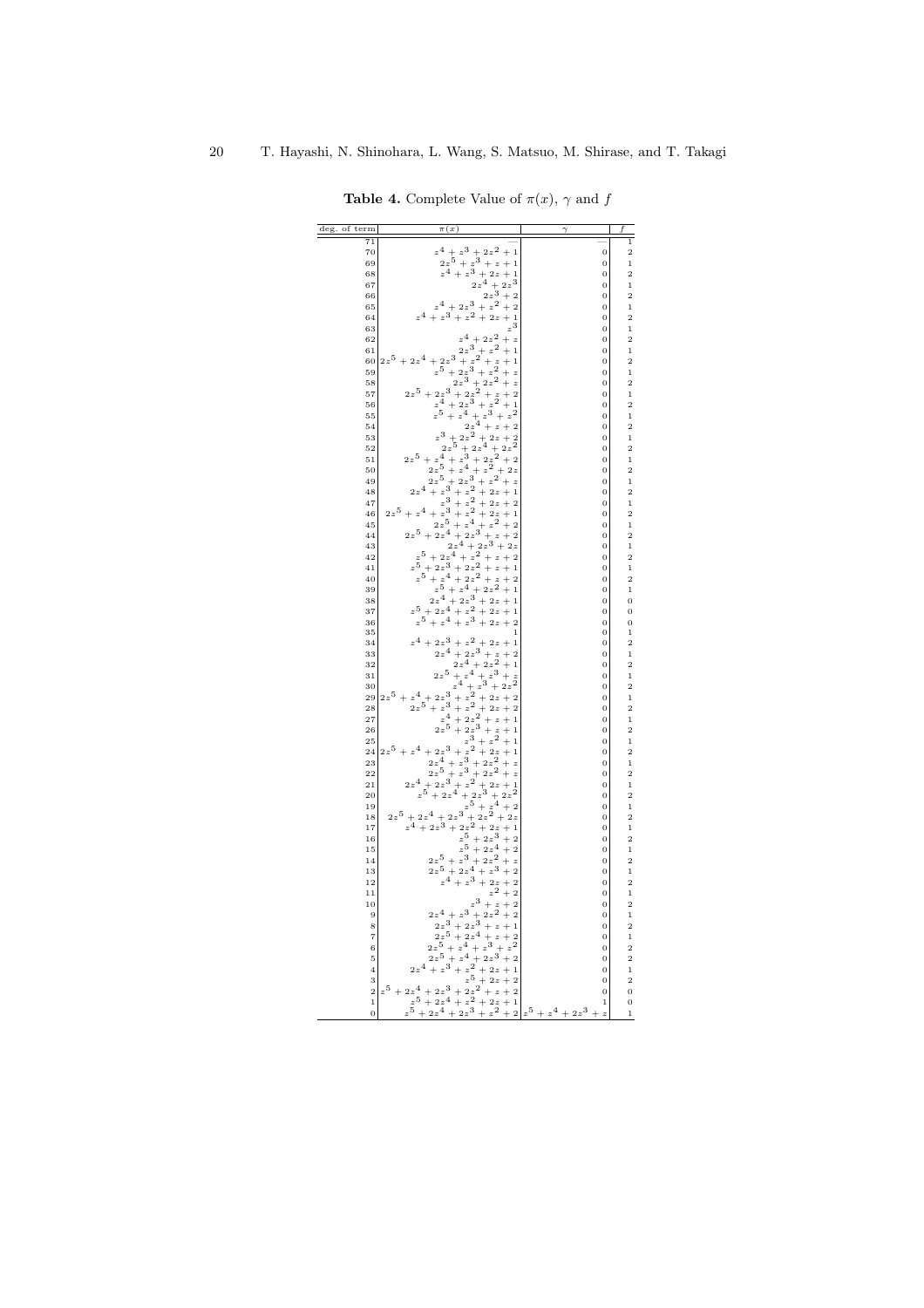**Table 4.** Complete Value of $\pi(x)$, $\gamma$ and $f$

| deg. of term | $\pi(x)$ | $\gamma$ | $f$ |
|---|---|---|---|
| 71 | — | — | 1 |
| 70 | $z^4+z^3+2z^2+1$ | 0 | 2 |
| 69 | $2z^5+z^3+z+1$ | 0 | 1 |
| 68 | $z^4+z^3+2z+1$ | 0 | 2 |
| 67 | $2z^4+2z^3$ | 0 | 1 |
| 66 | $2z^3+2$ | 0 | 2 |
| 65 | $z^4+2z^3+z^2+2$ | 0 | 1 |
| 64 | $z^4+z^3+z^2+2z+1$ | 0 | 2 |
| 63 | $z^3$ | 0 | 1 |
| 62 | $z^4+2z^2+z$ | 0 | 2 |
| 61 | $2z^3+z^2+1$ | 0 | 1 |
| 60 | $2z^5+2z^4+2z^3+z^2+z+1$ | 0 | 2 |
| 59 | $z^5+2z^3+z^2+z$ | 0 | 1 |
| 58 | $2z^3+2z^2+z$ | 0 | 2 |
| 57 | $2z^5+2z^3+2z^2+z+2$ | 0 | 1 |
| 56 | $z^4+2z^3+z^2+1$ | 0 | 2 |
| 55 | $z^5+z^4+z^3+z^2$ | 0 | 1 |
| 54 | $2z^4+z+2$ | 0 | 2 |
| 53 | $z^3+2z^2+2z+2$ | 0 | 1 |
| 52 | $2z^5+2z^4+2z^2$ | 0 | 2 |
| 51 | $2z^5+z^4+z^3+2z^2+2$ | 0 | 1 |
| 50 | $2z^5+z^4+z^2+2z$ | 0 | 2 |
| 49 | $2z^5+2z^3+z^2+z$ | 0 | 1 |
| 48 | $2z^4+z^3+z^2+2z+1$ | 0 | 2 |
| 47 | $z^3+z^2+2z+2$ | 0 | 1 |
| 46 | $2z^5+z^4+z^3+z^2+2z+1$ | 0 | 2 |
| 45 | $2z^5+z^4+z^2+2$ | 0 | 1 |
| 44 | $2z^5+2z^4+2z^3+z+2$ | 0 | 2 |
| 43 | $2z^4+2z^3+2z$ | 0 | 1 |
| 42 | $z^5+2z^4+z^2+z+2$ | 0 | 2 |
| 41 | $z^5+2z^3+2z^2+z+1$ | 0 | 1 |
| 40 | $z^5+z^4+2z^2+z+2$ | 0 | 2 |
| 39 | $z^5+z^4+2z^2+1$ | 0 | 1 |
| 38 | $2z^4+2z^3+2z+1$ | 0 | 0 |
| 37 | $z^5+2z^4+z^2+2z+1$ | 0 | 0 |
| 36 | $z^5+z^4+z^3+2z+2$ | 0 | 0 |
| 35 | $1$ | 0 | 1 |
| 34 | $z^4+2z^3+z^2+2z+1$ | 0 | 2 |
| 33 | $2z^4+2z^3+z+2$ | 0 | 1 |
| 32 | $2z^4+2z^2+1$ | 0 | 2 |
| 31 | $2z^5+z^4+z^3+z$ | 0 | 1 |
| 30 | $z^4+z^3+2z^2$ | 0 | 2 |
| 29 | $2z^5+z^4+2z^3+z^2+2z+2$ | 0 | 1 |
| 28 | $2z^5+z^3+z^2+2z+2$ | 0 | 2 |
| 27 | $z^4+2z^2+z+1$ | 0 | 1 |
| 26 | $2z^5+2z^3+z+1$ | 0 | 2 |
| 25 | $z^3+z^2+1$ | 0 | 1 |
| 24 | $2z^5+z^4+2z^3+z^2+2z+1$ | 0 | 2 |
| 23 | $2z^4+z^3+2z^2+z$ | 0 | 1 |
| 22 | $2z^5+z^3+2z^2+z$ | 0 | 2 |
| 21 | $2z^4+2z^3+z^2+2z+1$ | 0 | 1 |
| 20 | $z^5+2z^4+2z^3+2z^2$ | 0 | 2 |
| 19 | $z^5+z^4+2$ | 0 | 1 |
| 18 | $2z^5+2z^4+2z^3+2z^2+2z$ | 0 | 2 |
| 17 | $z^4+2z^3+2z^2+2z+1$ | 0 | 1 |
| 16 | $z^5+2z^3+2$ | 0 | 2 |
| 15 | $z^5+2z^4+2$ | 0 | 1 |
| 14 | $2z^5+z^3+2z^2+z$ | 0 | 2 |
| 13 | $2z^5+2z^4+z^3+2$ | 0 | 1 |
| 12 | $z^4+z^3+2z+2$ | 0 | 2 |
| 11 | $z^2+2$ | 0 | 1 |
| 10 | $z^3+z+2$ | 0 | 2 |
| 9 | $2z^4+z^3+2z^2+2$ | 0 | 1 |
| 8 | $2z^3+2z^3+z+1$ | 0 | 2 |
| 7 | $2z^5+2z^4+z+2$ | 0 | 1 |
| 6 | $2z^5+z^4+z^3+z^2$ | 0 | 2 |
| 5 | $2z^5+z^4+2z^3+2$ | 0 | 2 |
| 4 | $2z^4+z^3+z^2+2z+1$ | 0 | 1 |
| 3 | $z^5+2z+2$ | 0 | 2 |
| 2 | $z^5+2z^4+2z^3+2z^2+z+2$ | 0 | 0 |
| 1 | $z^5+2z^4+z^2+2z+1$ | 1 | 0 |
| 0 | $z^5+2z^4+2z^3+z^2+2$ | $z^5+z^4+2z^3+z$ | 1 |